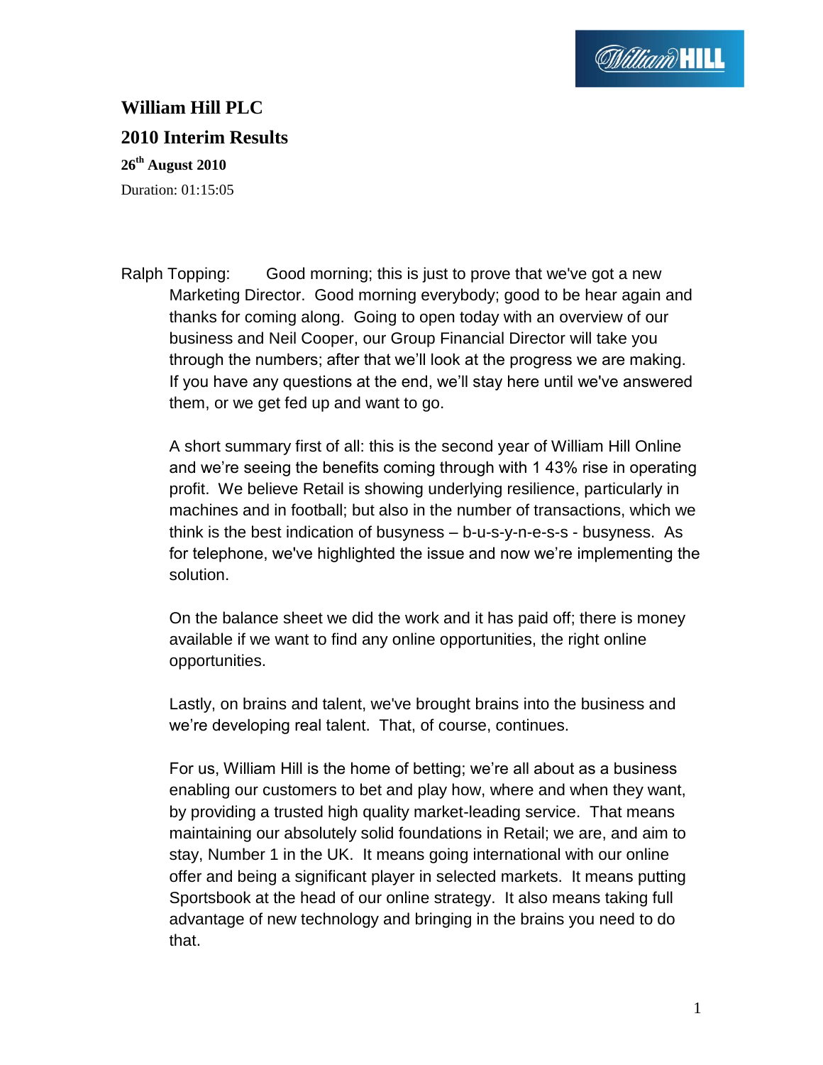# William Hill PLC

## 2010 Interim Results

**26th August 2010**

Duration: 01:15:05

Ralph Topping: Good morning; this is just to prove that we've got a new Marketing Director. Good morning everybody; good to be hear again and thanks for coming along. Going to open today with an overview of our business and Neil Cooper, our Group Financial Director will take you through the numbers; after that we'll look at the progress we are making. If you have any questions at the end, we'll stay here until we've answered them, or we get fed up and want to go.

A short summary first of all: this is the second year of William Hill Online and we're seeing the benefits coming through with 1 43% rise in operating profit. We believe Retail is showing underlying resilience, particularly in machines and in football; but also in the number of transactions, which we think is the best indication of busyness – b-u-s-y-n-e-s-s - busyness. As for telephone, we've highlighted the issue and now we're implementing the solution.

On the balance sheet we did the work and it has paid off; there is money available if we want to find any online opportunities, the right online opportunities.

Lastly, on brains and talent, we've brought brains into the business and we're developing real talent. That, of course, continues.

For us, William Hill is the home of betting; we're all about as a business enabling our customers to bet and play how, where and when they want, by providing a trusted high quality market-leading service. That means maintaining our absolutely solid foundations in Retail; we are, and aim to stay, Number 1 in the UK. It means going international with our online offer and being a significant player in selected markets. It means putting Sportsbook at the head of our online strategy. It also means taking full advantage of new technology and bringing in the brains you need to do that.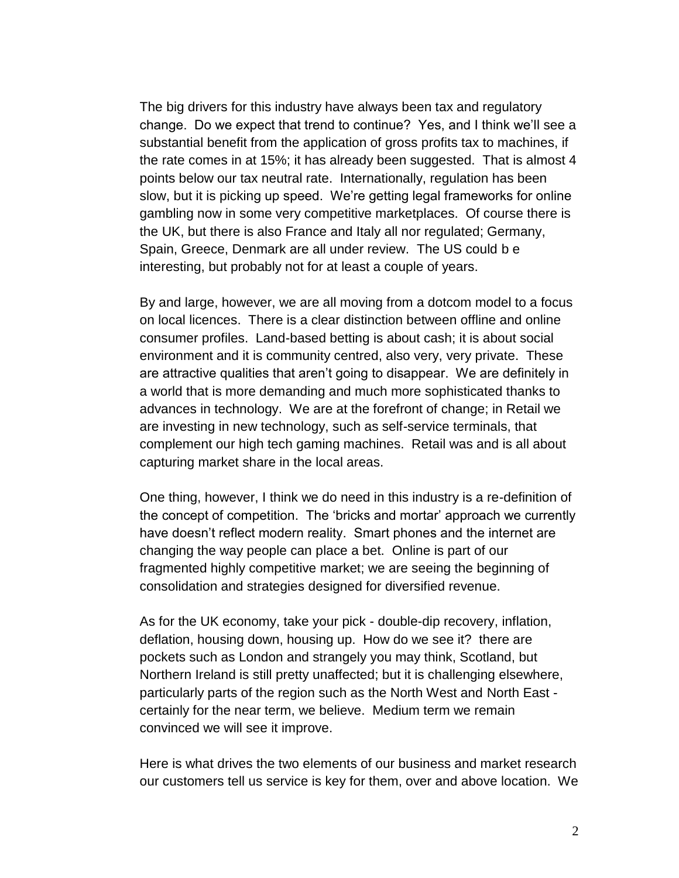The big drivers for this industry have always been tax and regulatory change. Do we expect that trend to continue? Yes, and I think we'll see a substantial benefit from the application of gross profits tax to machines, if the rate comes in at 15%; it has already been suggested. That is almost 4 points below our tax neutral rate. Internationally, regulation has been slow, but it is picking up speed. We're getting legal frameworks for online gambling now in some very competitive marketplaces. Of course there is the UK, but there is also France and Italy all nor regulated; Germany, Spain, Greece, Denmark are all under review. The US could b e interesting, but probably not for at least a couple of years.

By and large, however, we are all moving from a dotcom model to a focus on local licences. There is a clear distinction between offline and online consumer profiles. Land-based betting is about cash; it is about social environment and it is community centred, also very, very private. These are attractive qualities that aren't going to disappear. We are definitely in a world that is more demanding and much more sophisticated thanks to advances in technology. We are at the forefront of change; in Retail we are investing in new technology, such as self-service terminals, that complement our high tech gaming machines. Retail was and is all about capturing market share in the local areas.

One thing, however, I think we do need in this industry is a re-definition of the concept of competition. The 'bricks and mortar' approach we currently have doesn't reflect modern reality. Smart phones and the internet are changing the way people can place a bet. Online is part of our fragmented highly competitive market; we are seeing the beginning of consolidation and strategies designed for diversified revenue.

As for the UK economy, take your pick - double-dip recovery, inflation, deflation, housing down, housing up. How do we see it? there are pockets such as London and strangely you may think, Scotland, but Northern Ireland is still pretty unaffected; but it is challenging elsewhere, particularly parts of the region such as the North West and North East - certainly for the near term, we believe. Medium term we remain convinced we will see it improve.

Here is what drives the two elements of our business and market research our customers tell us service is key for them, over and above location. We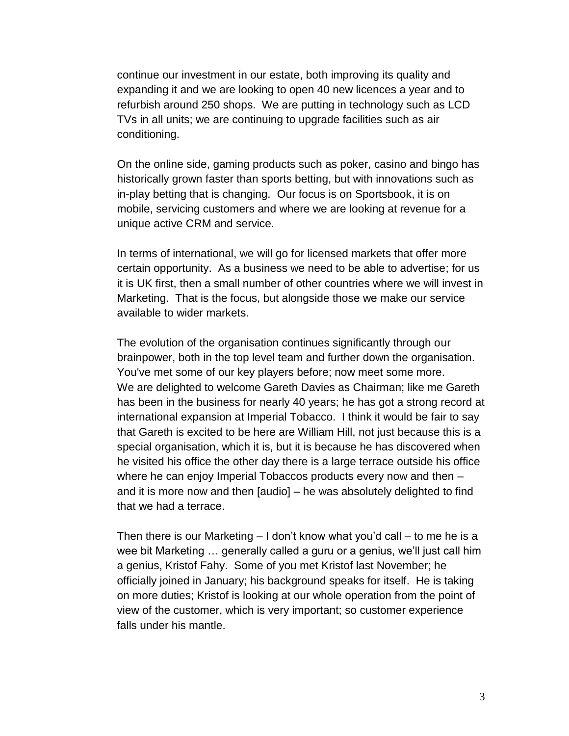continue our investment in our estate, both improving its quality and expanding it and we are looking to open 40 new licences a year and to refurbish around 250 shops. We are putting in technology such as LCD TVs in all units; we are continuing to upgrade facilities such as air conditioning.

On the online side, gaming products such as poker, casino and bingo has historically grown faster than sports betting, but with innovations such as in-play betting that is changing. Our focus is on Sportsbook, it is on mobile, servicing customers and where we are looking at revenue for a unique active CRM and service.

In terms of international, we will go for licensed markets that offer more certain opportunity. As a business we need to be able to advertise; for us it is UK first, then a small number of other countries where we will invest in Marketing. That is the focus, but alongside those we make our service available to wider markets.

The evolution of the organisation continues significantly through our brainpower, both in the top level team and further down the organisation. You've met some of our key players before; now meet some more.
We are delighted to welcome Gareth Davies as Chairman; like me Gareth has been in the business for nearly 40 years; he has got a strong record at international expansion at Imperial Tobacco. I think it would be fair to say that Gareth is excited to be here are William Hill, not just because this is a special organisation, which it is, but it is because he has discovered when he visited his office the other day there is a large terrace outside his office where he can enjoy Imperial Tobaccos products every now and then – and it is more now and then [audio] – he was absolutely delighted to find that we had a terrace.

Then there is our Marketing – I don't know what you'd call – to me he is a wee bit Marketing … generally called a guru or a genius, we'll just call him a genius, Kristof Fahy. Some of you met Kristof last November; he officially joined in January; his background speaks for itself. He is taking on more duties; Kristof is looking at our whole operation from the point of view of the customer, which is very important; so customer experience falls under his mantle.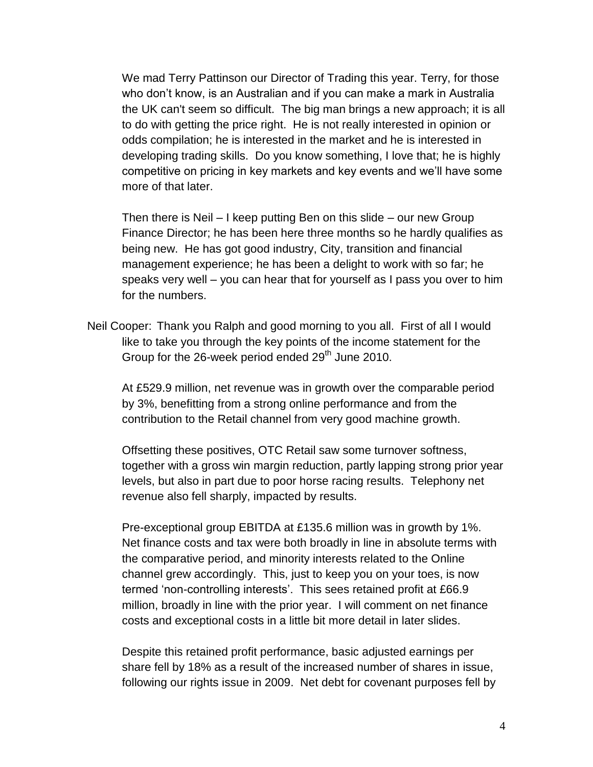We mad Terry Pattinson our Director of Trading this year. Terry, for those who don't know, is an Australian and if you can make a mark in Australia the UK can't seem so difficult. The big man brings a new approach; it is all to do with getting the price right. He is not really interested in opinion or odds compilation; he is interested in the market and he is interested in developing trading skills. Do you know something, I love that; he is highly competitive on pricing in key markets and key events and we'll have some more of that later.

Then there is Neil – I keep putting Ben on this slide – our new Group Finance Director; he has been here three months so he hardly qualifies as being new. He has got good industry, City, transition and financial management experience; he has been a delight to work with so far; he speaks very well – you can hear that for yourself as I pass you over to him for the numbers.

Neil Cooper: Thank you Ralph and good morning to you all. First of all I would like to take you through the key points of the income statement for the Group for the 26-week period ended 29th June 2010.

At £529.9 million, net revenue was in growth over the comparable period by 3%, benefitting from a strong online performance and from the contribution to the Retail channel from very good machine growth.

Offsetting these positives, OTC Retail saw some turnover softness, together with a gross win margin reduction, partly lapping strong prior year levels, but also in part due to poor horse racing results. Telephony net revenue also fell sharply, impacted by results.

Pre-exceptional group EBITDA at £135.6 million was in growth by 1%. Net finance costs and tax were both broadly in line in absolute terms with the comparative period, and minority interests related to the Online channel grew accordingly. This, just to keep you on your toes, is now termed 'non-controlling interests'. This sees retained profit at £66.9 million, broadly in line with the prior year. I will comment on net finance costs and exceptional costs in a little bit more detail in later slides.

Despite this retained profit performance, basic adjusted earnings per share fell by 18% as a result of the increased number of shares in issue, following our rights issue in 2009. Net debt for covenant purposes fell by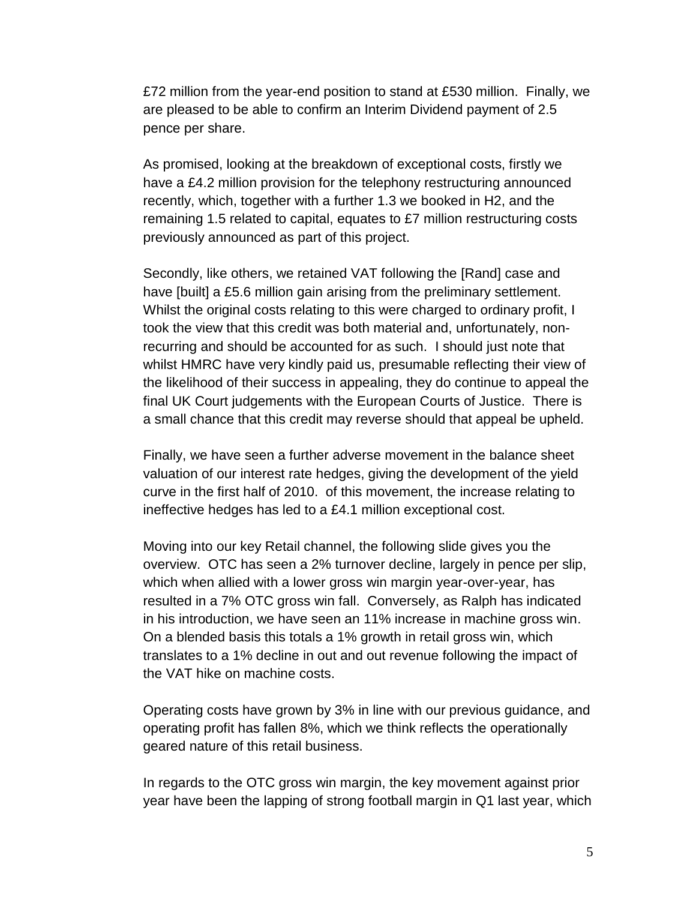£72 million from the year-end position to stand at £530 million. Finally, we are pleased to be able to confirm an Interim Dividend payment of 2.5 pence per share.

As promised, looking at the breakdown of exceptional costs, firstly we have a £4.2 million provision for the telephony restructuring announced recently, which, together with a further 1.3 we booked in H2, and the remaining 1.5 related to capital, equates to £7 million restructuring costs previously announced as part of this project.

Secondly, like others, we retained VAT following the [Rand] case and have [built] a £5.6 million gain arising from the preliminary settlement. Whilst the original costs relating to this were charged to ordinary profit, I took the view that this credit was both material and, unfortunately, non-recurring and should be accounted for as such. I should just note that whilst HMRC have very kindly paid us, presumable reflecting their view of the likelihood of their success in appealing, they do continue to appeal the final UK Court judgements with the European Courts of Justice. There is a small chance that this credit may reverse should that appeal be upheld.

Finally, we have seen a further adverse movement in the balance sheet valuation of our interest rate hedges, giving the development of the yield curve in the first half of 2010. of this movement, the increase relating to ineffective hedges has led to a £4.1 million exceptional cost.

Moving into our key Retail channel, the following slide gives you the overview. OTC has seen a 2% turnover decline, largely in pence per slip, which when allied with a lower gross win margin year-over-year, has resulted in a 7% OTC gross win fall. Conversely, as Ralph has indicated in his introduction, we have seen an 11% increase in machine gross win. On a blended basis this totals a 1% growth in retail gross win, which translates to a 1% decline in out and out revenue following the impact of the VAT hike on machine costs.

Operating costs have grown by 3% in line with our previous guidance, and operating profit has fallen 8%, which we think reflects the operationally geared nature of this retail business.

In regards to the OTC gross win margin, the key movement against prior year have been the lapping of strong football margin in Q1 last year, which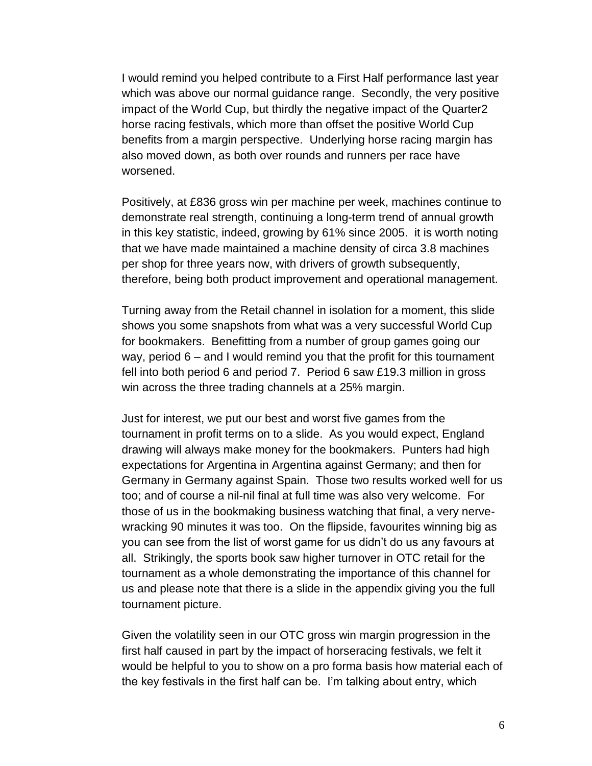I would remind you helped contribute to a First Half performance last year which was above our normal guidance range. Secondly, the very positive impact of the World Cup, but thirdly the negative impact of the Quarter2 horse racing festivals, which more than offset the positive World Cup benefits from a margin perspective. Underlying horse racing margin has also moved down, as both over rounds and runners per race have worsened.

Positively, at £836 gross win per machine per week, machines continue to demonstrate real strength, continuing a long-term trend of annual growth in this key statistic, indeed, growing by 61% since 2005. it is worth noting that we have made maintained a machine density of circa 3.8 machines per shop for three years now, with drivers of growth subsequently, therefore, being both product improvement and operational management.

Turning away from the Retail channel in isolation for a moment, this slide shows you some snapshots from what was a very successful World Cup for bookmakers. Benefitting from a number of group games going our way, period 6 – and I would remind you that the profit for this tournament fell into both period 6 and period 7. Period 6 saw £19.3 million in gross win across the three trading channels at a 25% margin.

Just for interest, we put our best and worst five games from the tournament in profit terms on to a slide. As you would expect, England drawing will always make money for the bookmakers. Punters had high expectations for Argentina in Argentina against Germany; and then for Germany in Germany against Spain. Those two results worked well for us too; and of course a nil-nil final at full time was also very welcome. For those of us in the bookmaking business watching that final, a very nerve-wracking 90 minutes it was too. On the flipside, favourites winning big as you can see from the list of worst game for us didn't do us any favours at all. Strikingly, the sports book saw higher turnover in OTC retail for the tournament as a whole demonstrating the importance of this channel for us and please note that there is a slide in the appendix giving you the full tournament picture.

Given the volatility seen in our OTC gross win margin progression in the first half caused in part by the impact of horseracing festivals, we felt it would be helpful to you to show on a pro forma basis how material each of the key festivals in the first half can be. I'm talking about entry, which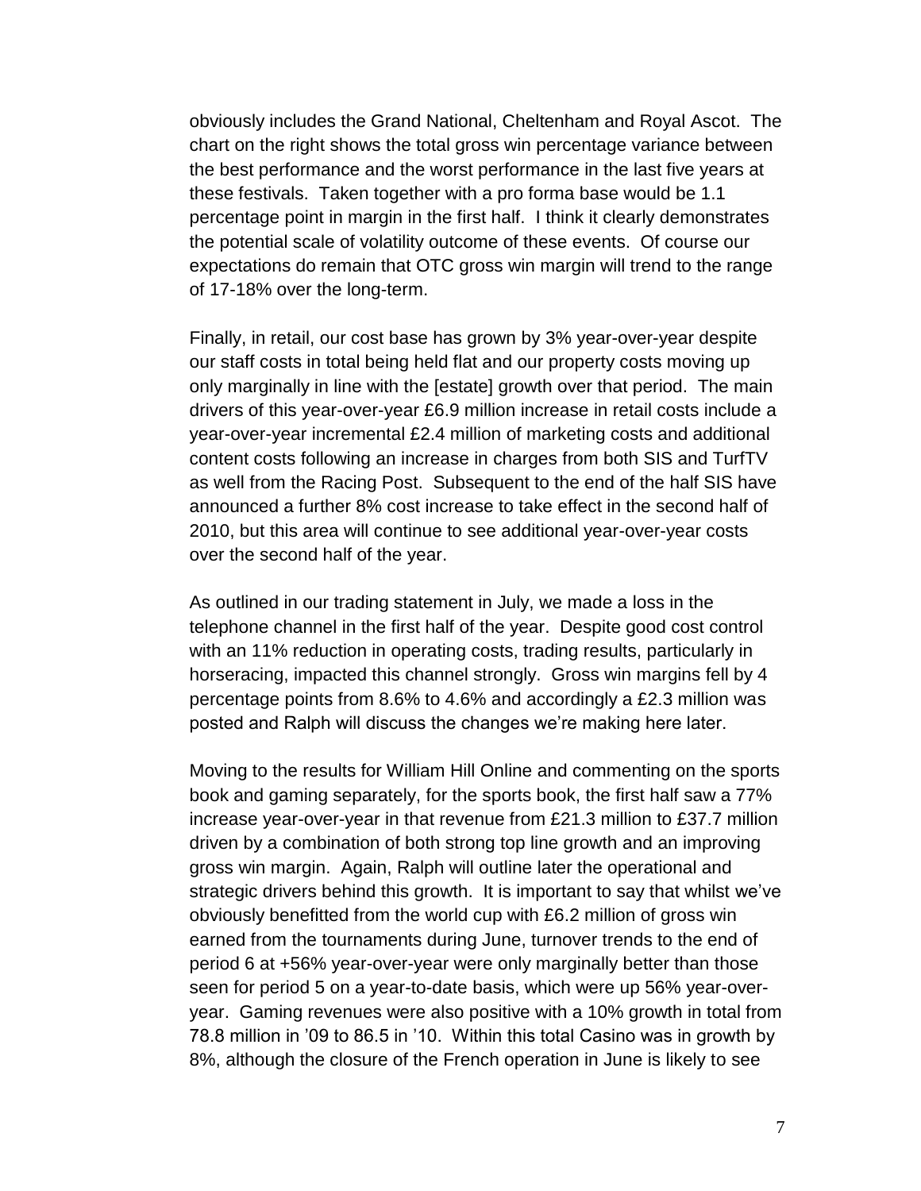obviously includes the Grand National, Cheltenham and Royal Ascot. The chart on the right shows the total gross win percentage variance between the best performance and the worst performance in the last five years at these festivals. Taken together with a pro forma base would be 1.1 percentage point in margin in the first half. I think it clearly demonstrates the potential scale of volatility outcome of these events. Of course our expectations do remain that OTC gross win margin will trend to the range of 17-18% over the long-term.

Finally, in retail, our cost base has grown by 3% year-over-year despite our staff costs in total being held flat and our property costs moving up only marginally in line with the [estate] growth over that period. The main drivers of this year-over-year £6.9 million increase in retail costs include a year-over-year incremental £2.4 million of marketing costs and additional content costs following an increase in charges from both SIS and TurfTV as well from the Racing Post. Subsequent to the end of the half SIS have announced a further 8% cost increase to take effect in the second half of 2010, but this area will continue to see additional year-over-year costs over the second half of the year.

As outlined in our trading statement in July, we made a loss in the telephone channel in the first half of the year. Despite good cost control with an 11% reduction in operating costs, trading results, particularly in horseracing, impacted this channel strongly. Gross win margins fell by 4 percentage points from 8.6% to 4.6% and accordingly a £2.3 million was posted and Ralph will discuss the changes we're making here later.

Moving to the results for William Hill Online and commenting on the sports book and gaming separately, for the sports book, the first half saw a 77% increase year-over-year in that revenue from £21.3 million to £37.7 million driven by a combination of both strong top line growth and an improving gross win margin. Again, Ralph will outline later the operational and strategic drivers behind this growth. It is important to say that whilst we've obviously benefitted from the world cup with £6.2 million of gross win earned from the tournaments during June, turnover trends to the end of period 6 at +56% year-over-year were only marginally better than those seen for period 5 on a year-to-date basis, which were up 56% year-over-year. Gaming revenues were also positive with a 10% growth in total from 78.8 million in '09 to 86.5 in '10. Within this total Casino was in growth by 8%, although the closure of the French operation in June is likely to see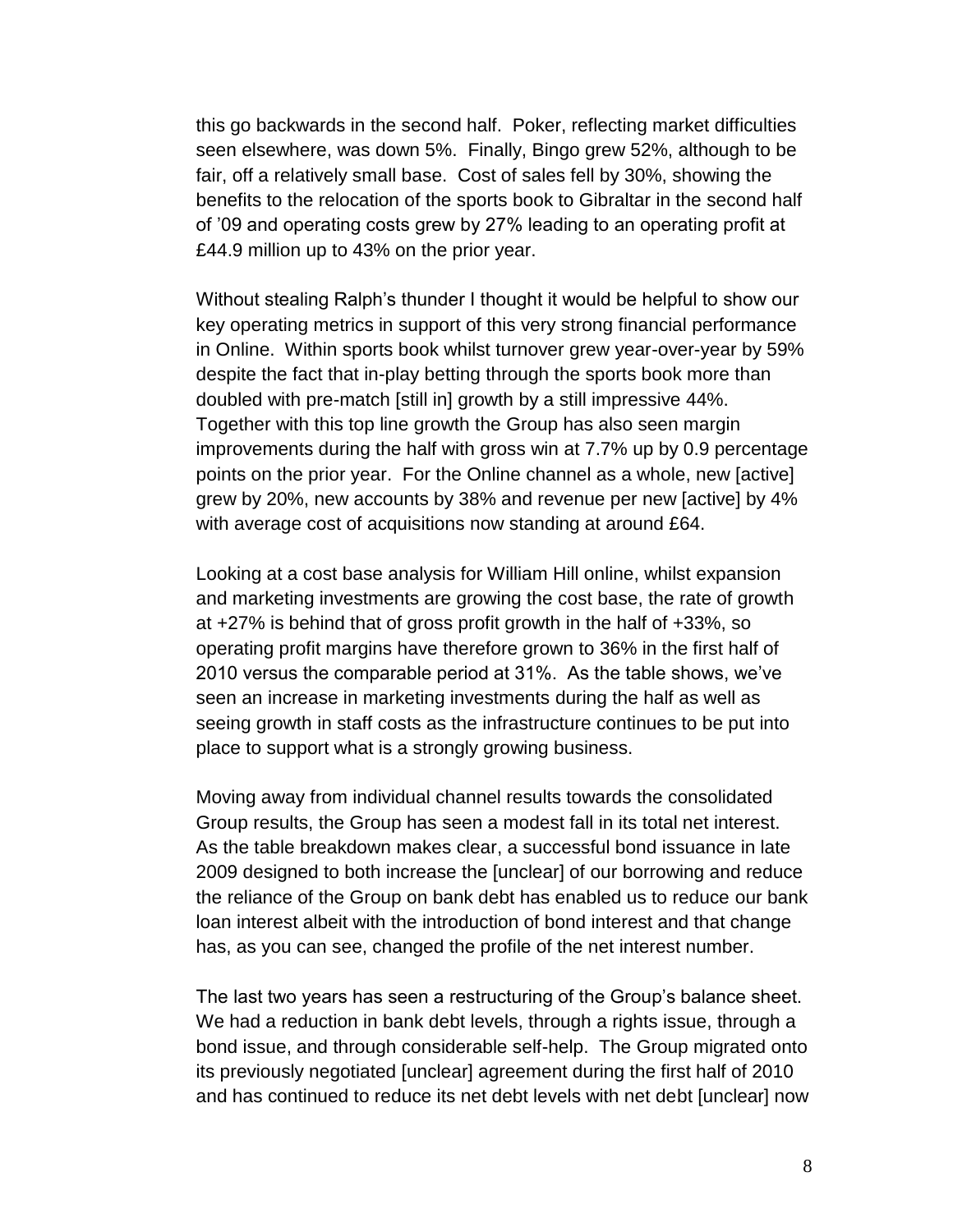this go backwards in the second half. Poker, reflecting market difficulties seen elsewhere, was down 5%. Finally, Bingo grew 52%, although to be fair, off a relatively small base. Cost of sales fell by 30%, showing the benefits to the relocation of the sports book to Gibraltar in the second half of ’09 and operating costs grew by 27% leading to an operating profit at £44.9 million up to 43% on the prior year.

Without stealing Ralph’s thunder I thought it would be helpful to show our key operating metrics in support of this very strong financial performance in Online. Within sports book whilst turnover grew year-over-year by 59% despite the fact that in-play betting through the sports book more than doubled with pre-match [still in] growth by a still impressive 44%. Together with this top line growth the Group has also seen margin improvements during the half with gross win at 7.7% up by 0.9 percentage points on the prior year. For the Online channel as a whole, new [active] grew by 20%, new accounts by 38% and revenue per new [active] by 4% with average cost of acquisitions now standing at around £64.

Looking at a cost base analysis for William Hill online, whilst expansion and marketing investments are growing the cost base, the rate of growth at +27% is behind that of gross profit growth in the half of +33%, so operating profit margins have therefore grown to 36% in the first half of 2010 versus the comparable period at 31%. As the table shows, we’ve seen an increase in marketing investments during the half as well as seeing growth in staff costs as the infrastructure continues to be put into place to support what is a strongly growing business.

Moving away from individual channel results towards the consolidated Group results, the Group has seen a modest fall in its total net interest. As the table breakdown makes clear, a successful bond issuance in late 2009 designed to both increase the [unclear] of our borrowing and reduce the reliance of the Group on bank debt has enabled us to reduce our bank loan interest albeit with the introduction of bond interest and that change has, as you can see, changed the profile of the net interest number.

The last two years has seen a restructuring of the Group’s balance sheet. We had a reduction in bank debt levels, through a rights issue, through a bond issue, and through considerable self-help. The Group migrated onto its previously negotiated [unclear] agreement during the first half of 2010 and has continued to reduce its net debt levels with net debt [unclear] now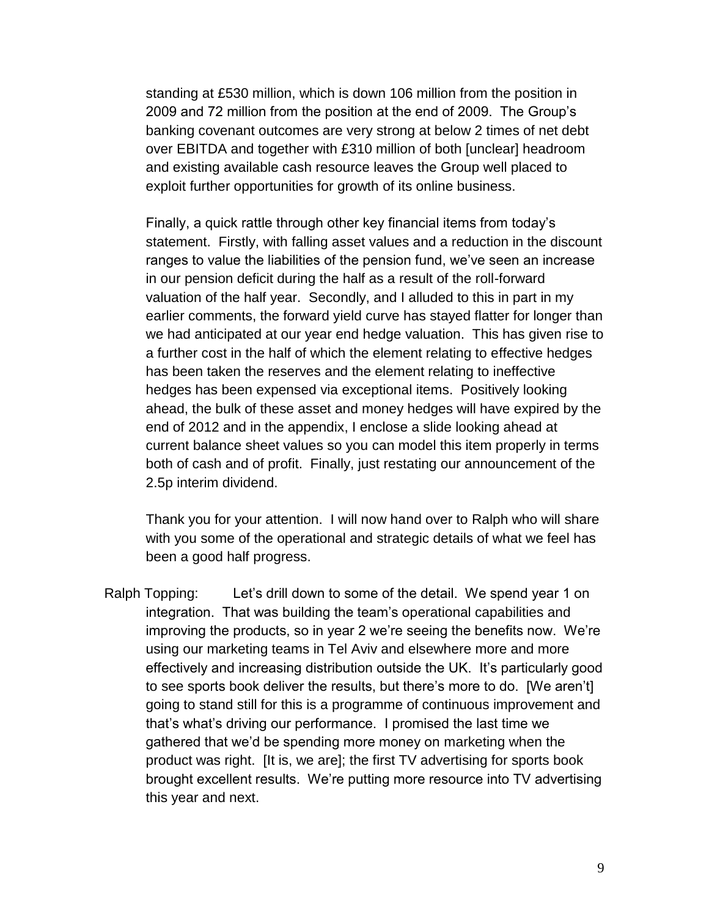standing at £530 million, which is down 106 million from the position in 2009 and 72 million from the position at the end of 2009. The Group's banking covenant outcomes are very strong at below 2 times of net debt over EBITDA and together with £310 million of both [unclear] headroom and existing available cash resource leaves the Group well placed to exploit further opportunities for growth of its online business.

Finally, a quick rattle through other key financial items from today's statement. Firstly, with falling asset values and a reduction in the discount ranges to value the liabilities of the pension fund, we've seen an increase in our pension deficit during the half as a result of the roll-forward valuation of the half year. Secondly, and I alluded to this in part in my earlier comments, the forward yield curve has stayed flatter for longer than we had anticipated at our year end hedge valuation. This has given rise to a further cost in the half of which the element relating to effective hedges has been taken the reserves and the element relating to ineffective hedges has been expensed via exceptional items. Positively looking ahead, the bulk of these asset and money hedges will have expired by the end of 2012 and in the appendix, I enclose a slide looking ahead at current balance sheet values so you can model this item properly in terms both of cash and of profit. Finally, just restating our announcement of the 2.5p interim dividend.

Thank you for your attention. I will now hand over to Ralph who will share with you some of the operational and strategic details of what we feel has been a good half progress.

Ralph Topping: Let's drill down to some of the detail. We spend year 1 on integration. That was building the team's operational capabilities and improving the products, so in year 2 we're seeing the benefits now. We're using our marketing teams in Tel Aviv and elsewhere more and more effectively and increasing distribution outside the UK. It's particularly good to see sports book deliver the results, but there's more to do. [We aren't] going to stand still for this is a programme of continuous improvement and that's what's driving our performance. I promised the last time we gathered that we'd be spending more money on marketing when the product was right. [It is, we are]; the first TV advertising for sports book brought excellent results. We're putting more resource into TV advertising this year and next.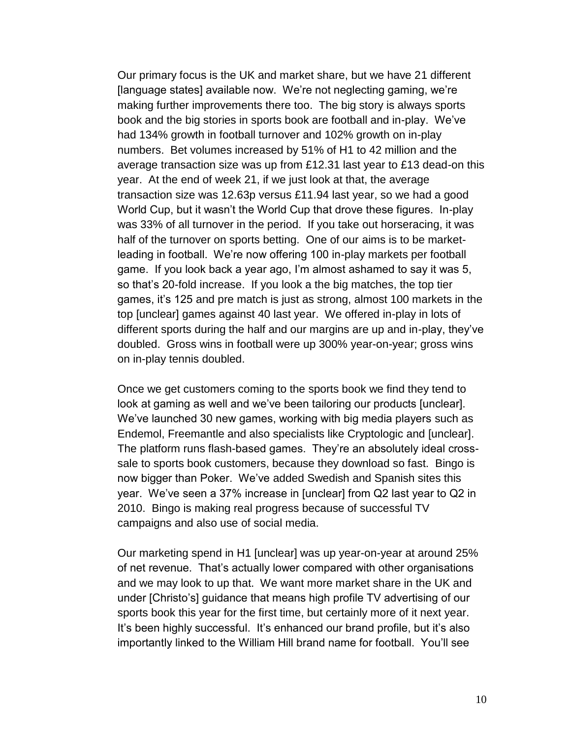Our primary focus is the UK and market share, but we have 21 different [language states] available now. We're not neglecting gaming, we're making further improvements there too. The big story is always sports book and the big stories in sports book are football and in-play. We've had 134% growth in football turnover and 102% growth on in-play numbers. Bet volumes increased by 51% of H1 to 42 million and the average transaction size was up from £12.31 last year to £13 dead-on this year. At the end of week 21, if we just look at that, the average transaction size was 12.63p versus £11.94 last year, so we had a good World Cup, but it wasn't the World Cup that drove these figures. In-play was 33% of all turnover in the period. If you take out horseracing, it was half of the turnover on sports betting. One of our aims is to be market-leading in football. We're now offering 100 in-play markets per football game. If you look back a year ago, I'm almost ashamed to say it was 5, so that's 20-fold increase. If you look a the big matches, the top tier games, it's 125 and pre match is just as strong, almost 100 markets in the top [unclear] games against 40 last year. We offered in-play in lots of different sports during the half and our margins are up and in-play, they've doubled. Gross wins in football were up 300% year-on-year; gross wins on in-play tennis doubled.

Once we get customers coming to the sports book we find they tend to look at gaming as well and we've been tailoring our products [unclear]. We've launched 30 new games, working with big media players such as Endemol, Freemantle and also specialists like Cryptologic and [unclear]. The platform runs flash-based games. They're an absolutely ideal cross-sale to sports book customers, because they download so fast. Bingo is now bigger than Poker. We've added Swedish and Spanish sites this year. We've seen a 37% increase in [unclear] from Q2 last year to Q2 in 2010. Bingo is making real progress because of successful TV campaigns and also use of social media.

Our marketing spend in H1 [unclear] was up year-on-year at around 25% of net revenue. That's actually lower compared with other organisations and we may look to up that. We want more market share in the UK and under [Christo's] guidance that means high profile TV advertising of our sports book this year for the first time, but certainly more of it next year. It's been highly successful. It's enhanced our brand profile, but it's also importantly linked to the William Hill brand name for football. You'll see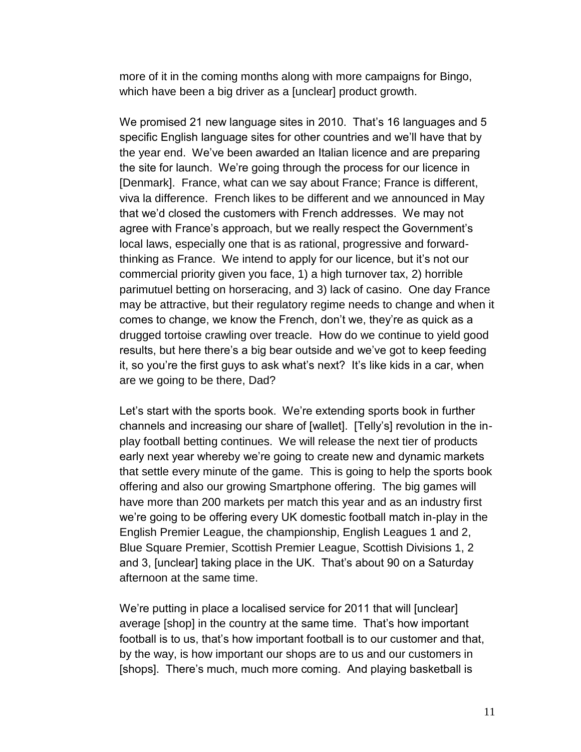more of it in the coming months along with more campaigns for Bingo, which have been a big driver as a [unclear] product growth.

We promised 21 new language sites in 2010. That's 16 languages and 5 specific English language sites for other countries and we'll have that by the year end. We've been awarded an Italian licence and are preparing the site for launch. We're going through the process for our licence in [Denmark]. France, what can we say about France; France is different, viva la difference. French likes to be different and we announced in May that we'd closed the customers with French addresses. We may not agree with France's approach, but we really respect the Government's local laws, especially one that is as rational, progressive and forward-thinking as France. We intend to apply for our licence, but it's not our commercial priority given you face, 1) a high turnover tax, 2) horrible parimutuel betting on horseracing, and 3) lack of casino. One day France may be attractive, but their regulatory regime needs to change and when it comes to change, we know the French, don't we, they're as quick as a drugged tortoise crawling over treacle. How do we continue to yield good results, but here there's a big bear outside and we've got to keep feeding it, so you're the first guys to ask what's next? It's like kids in a car, when are we going to be there, Dad?

Let's start with the sports book. We're extending sports book in further channels and increasing our share of [wallet]. [Telly's] revolution in the in-play football betting continues. We will release the next tier of products early next year whereby we're going to create new and dynamic markets that settle every minute of the game. This is going to help the sports book offering and also our growing Smartphone offering. The big games will have more than 200 markets per match this year and as an industry first we're going to be offering every UK domestic football match in-play in the English Premier League, the championship, English Leagues 1 and 2, Blue Square Premier, Scottish Premier League, Scottish Divisions 1, 2 and 3, [unclear] taking place in the UK. That's about 90 on a Saturday afternoon at the same time.

We're putting in place a localised service for 2011 that will [unclear] average [shop] in the country at the same time. That's how important football is to us, that's how important football is to our customer and that, by the way, is how important our shops are to us and our customers in [shops]. There's much, much more coming. And playing basketball is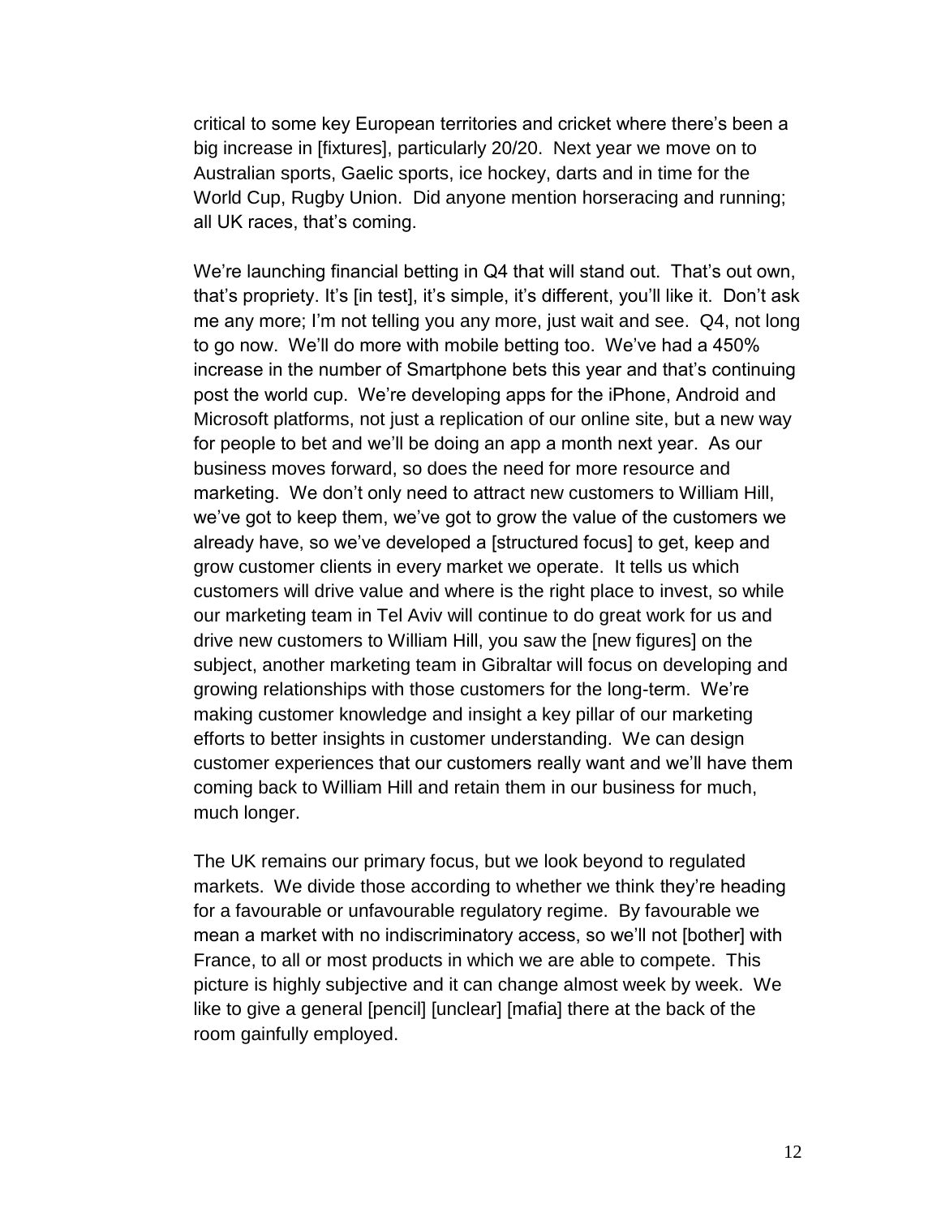critical to some key European territories and cricket where there's been a big increase in [fixtures], particularly 20/20. Next year we move on to Australian sports, Gaelic sports, ice hockey, darts and in time for the World Cup, Rugby Union. Did anyone mention horseracing and running; all UK races, that's coming.

We're launching financial betting in Q4 that will stand out. That's out own, that's propriety. It's [in test], it's simple, it's different, you'll like it. Don't ask me any more; I'm not telling you any more, just wait and see. Q4, not long to go now. We'll do more with mobile betting too. We've had a 450% increase in the number of Smartphone bets this year and that's continuing post the world cup. We're developing apps for the iPhone, Android and Microsoft platforms, not just a replication of our online site, but a new way for people to bet and we'll be doing an app a month next year. As our business moves forward, so does the need for more resource and marketing. We don't only need to attract new customers to William Hill, we've got to keep them, we've got to grow the value of the customers we already have, so we've developed a [structured focus] to get, keep and grow customer clients in every market we operate. It tells us which customers will drive value and where is the right place to invest, so while our marketing team in Tel Aviv will continue to do great work for us and drive new customers to William Hill, you saw the [new figures] on the subject, another marketing team in Gibraltar will focus on developing and growing relationships with those customers for the long-term. We're making customer knowledge and insight a key pillar of our marketing efforts to better insights in customer understanding. We can design customer experiences that our customers really want and we'll have them coming back to William Hill and retain them in our business for much, much longer.

The UK remains our primary focus, but we look beyond to regulated markets. We divide those according to whether we think they're heading for a favourable or unfavourable regulatory regime. By favourable we mean a market with no indiscriminatory access, so we'll not [bother] with France, to all or most products in which we are able to compete. This picture is highly subjective and it can change almost week by week. We like to give a general [pencil] [unclear] [mafia] there at the back of the room gainfully employed.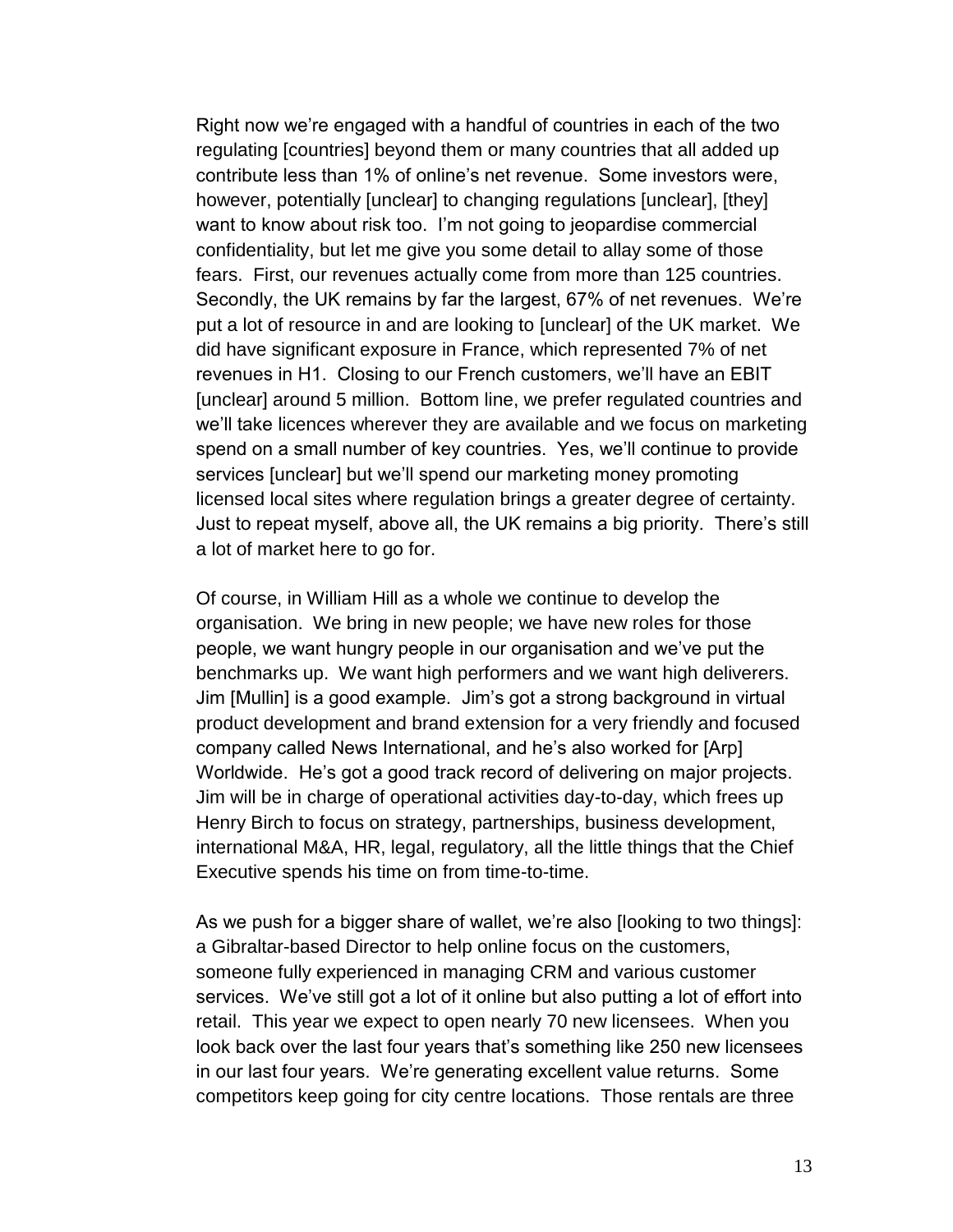Right now we're engaged with a handful of countries in each of the two regulating [countries] beyond them or many countries that all added up contribute less than 1% of online's net revenue. Some investors were, however, potentially [unclear] to changing regulations [unclear], [they] want to know about risk too. I'm not going to jeopardise commercial confidentiality, but let me give you some detail to allay some of those fears. First, our revenues actually come from more than 125 countries. Secondly, the UK remains by far the largest, 67% of net revenues. We're put a lot of resource in and are looking to [unclear] of the UK market. We did have significant exposure in France, which represented 7% of net revenues in H1. Closing to our French customers, we'll have an EBIT [unclear] around 5 million. Bottom line, we prefer regulated countries and we'll take licences wherever they are available and we focus on marketing spend on a small number of key countries. Yes, we'll continue to provide services [unclear] but we'll spend our marketing money promoting licensed local sites where regulation brings a greater degree of certainty. Just to repeat myself, above all, the UK remains a big priority. There's still a lot of market here to go for.

Of course, in William Hill as a whole we continue to develop the organisation. We bring in new people; we have new roles for those people, we want hungry people in our organisation and we've put the benchmarks up. We want high performers and we want high deliverers. Jim [Mullin] is a good example. Jim's got a strong background in virtual product development and brand extension for a very friendly and focused company called News International, and he's also worked for [Arp] Worldwide. He's got a good track record of delivering on major projects. Jim will be in charge of operational activities day-to-day, which frees up Henry Birch to focus on strategy, partnerships, business development, international M&A, HR, legal, regulatory, all the little things that the Chief Executive spends his time on from time-to-time.

As we push for a bigger share of wallet, we're also [looking to two things]: a Gibraltar-based Director to help online focus on the customers, someone fully experienced in managing CRM and various customer services. We've still got a lot of it online but also putting a lot of effort into retail. This year we expect to open nearly 70 new licensees. When you look back over the last four years that's something like 250 new licensees in our last four years. We're generating excellent value returns. Some competitors keep going for city centre locations. Those rentals are three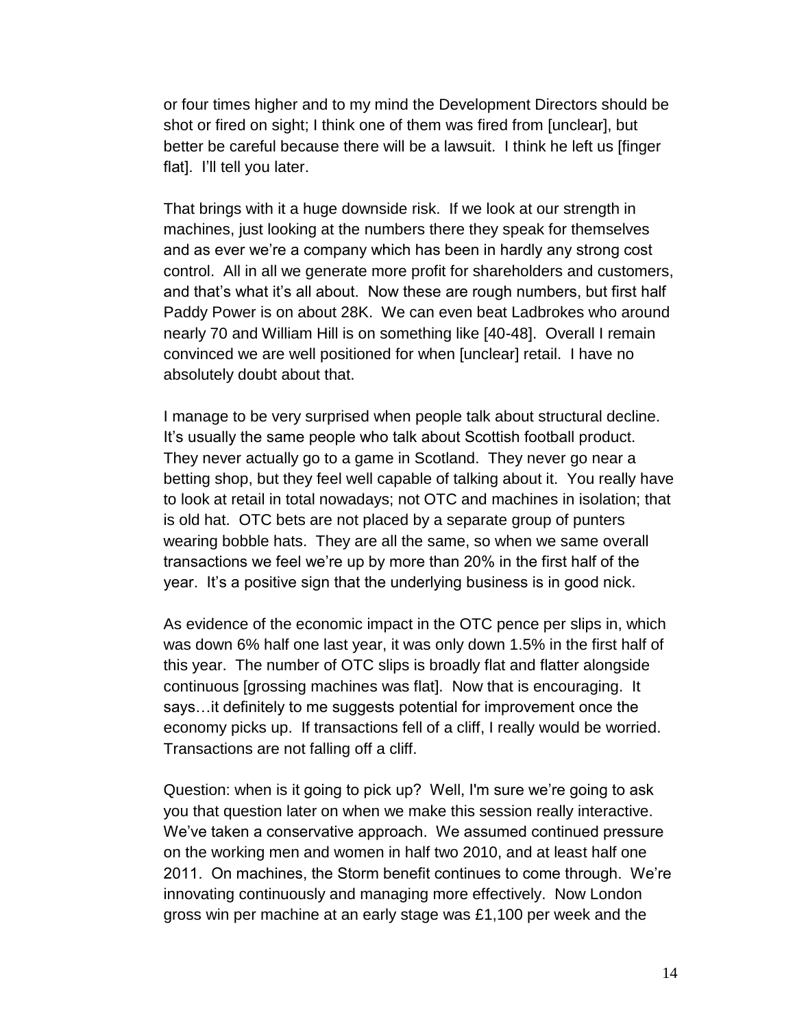or four times higher and to my mind the Development Directors should be shot or fired on sight; I think one of them was fired from [unclear], but better be careful because there will be a lawsuit. I think he left us [finger flat]. I'll tell you later.

That brings with it a huge downside risk. If we look at our strength in machines, just looking at the numbers there they speak for themselves and as ever we're a company which has been in hardly any strong cost control. All in all we generate more profit for shareholders and customers, and that's what it's all about. Now these are rough numbers, but first half Paddy Power is on about 28K. We can even beat Ladbrokes who around nearly 70 and William Hill is on something like [40-48]. Overall I remain convinced we are well positioned for when [unclear] retail. I have no absolutely doubt about that.

I manage to be very surprised when people talk about structural decline. It's usually the same people who talk about Scottish football product. They never actually go to a game in Scotland. They never go near a betting shop, but they feel well capable of talking about it. You really have to look at retail in total nowadays; not OTC and machines in isolation; that is old hat. OTC bets are not placed by a separate group of punters wearing bobble hats. They are all the same, so when we same overall transactions we feel we're up by more than 20% in the first half of the year. It's a positive sign that the underlying business is in good nick.

As evidence of the economic impact in the OTC pence per slips in, which was down 6% half one last year, it was only down 1.5% in the first half of this year. The number of OTC slips is broadly flat and flatter alongside continuous [grossing machines was flat]. Now that is encouraging. It says…it definitely to me suggests potential for improvement once the economy picks up. If transactions fell of a cliff, I really would be worried. Transactions are not falling off a cliff.

Question: when is it going to pick up? Well, I'm sure we're going to ask you that question later on when we make this session really interactive. We've taken a conservative approach. We assumed continued pressure on the working men and women in half two 2010, and at least half one 2011. On machines, the Storm benefit continues to come through. We're innovating continuously and managing more effectively. Now London gross win per machine at an early stage was £1,100 per week and the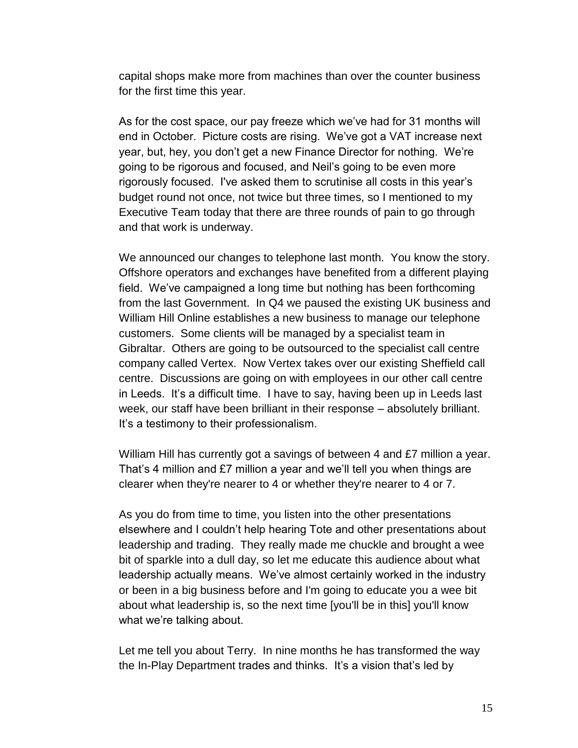capital shops make more from machines than over the counter business for the first time this year.

As for the cost space, our pay freeze which we've had for 31 months will end in October. Picture costs are rising. We've got a VAT increase next year, but, hey, you don't get a new Finance Director for nothing. We're going to be rigorous and focused, and Neil's going to be even more rigorously focused. I've asked them to scrutinise all costs in this year's budget round not once, not twice but three times, so I mentioned to my Executive Team today that there are three rounds of pain to go through and that work is underway.

We announced our changes to telephone last month. You know the story. Offshore operators and exchanges have benefited from a different playing field. We've campaigned a long time but nothing has been forthcoming from the last Government. In Q4 we paused the existing UK business and William Hill Online establishes a new business to manage our telephone customers. Some clients will be managed by a specialist team in Gibraltar. Others are going to be outsourced to the specialist call centre company called Vertex. Now Vertex takes over our existing Sheffield call centre. Discussions are going on with employees in our other call centre in Leeds. It's a difficult time. I have to say, having been up in Leeds last week, our staff have been brilliant in their response – absolutely brilliant. It's a testimony to their professionalism.

William Hill has currently got a savings of between 4 and £7 million a year. That's 4 million and £7 million a year and we'll tell you when things are clearer when they're nearer to 4 or whether they're nearer to 4 or 7.

As you do from time to time, you listen into the other presentations elsewhere and I couldn't help hearing Tote and other presentations about leadership and trading. They really made me chuckle and brought a wee bit of sparkle into a dull day, so let me educate this audience about what leadership actually means. We've almost certainly worked in the industry or been in a big business before and I'm going to educate you a wee bit about what leadership is, so the next time [you'll be in this] you'll know what we're talking about.

Let me tell you about Terry. In nine months he has transformed the way the In-Play Department trades and thinks. It's a vision that's led by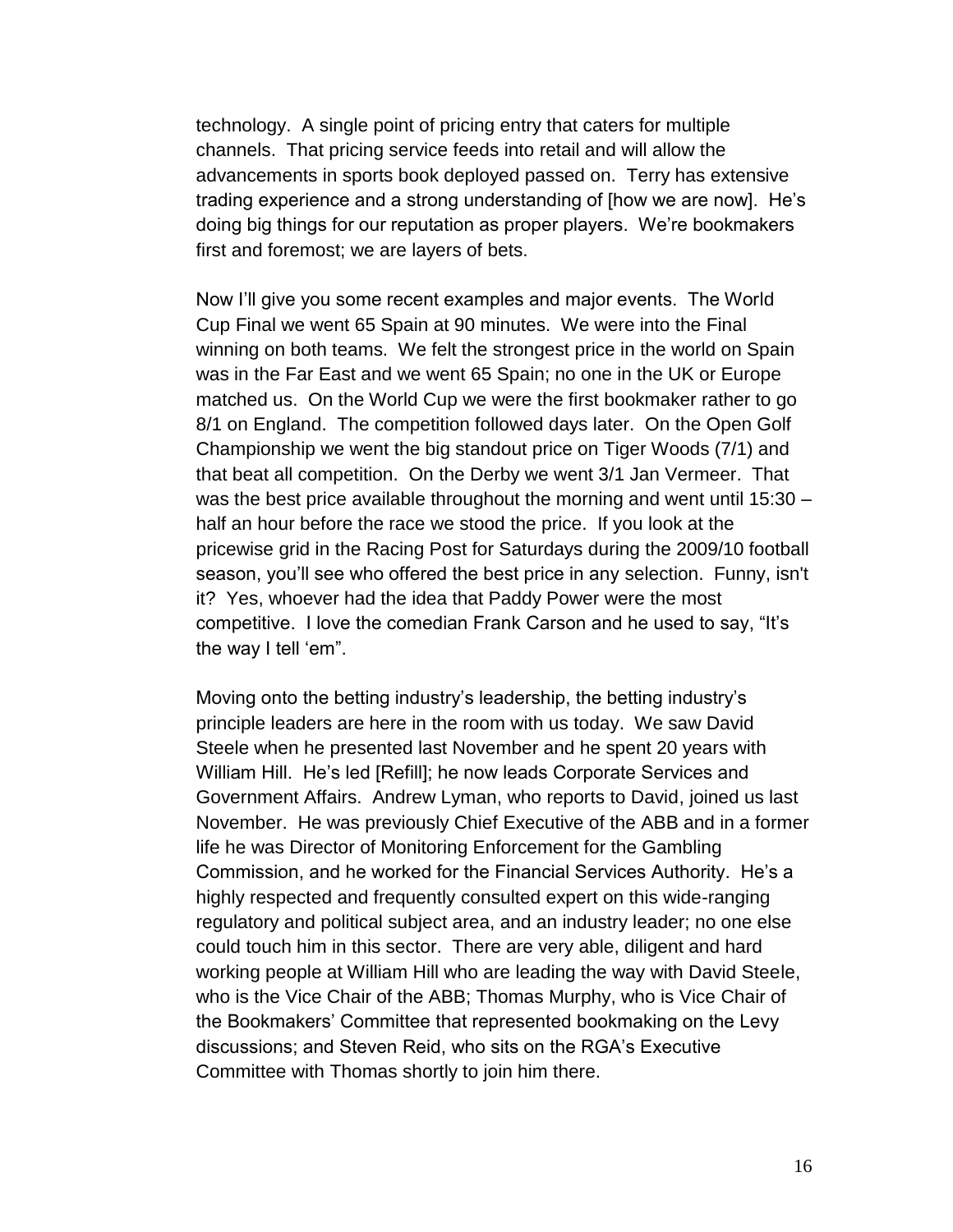technology. A single point of pricing entry that caters for multiple channels. That pricing service feeds into retail and will allow the advancements in sports book deployed passed on. Terry has extensive trading experience and a strong understanding of [how we are now]. He's doing big things for our reputation as proper players. We're bookmakers first and foremost; we are layers of bets.

Now I'll give you some recent examples and major events. The World Cup Final we went 65 Spain at 90 minutes. We were into the Final winning on both teams. We felt the strongest price in the world on Spain was in the Far East and we went 65 Spain; no one in the UK or Europe matched us. On the World Cup we were the first bookmaker rather to go 8/1 on England. The competition followed days later. On the Open Golf Championship we went the big standout price on Tiger Woods (7/1) and that beat all competition. On the Derby we went 3/1 Jan Vermeer. That was the best price available throughout the morning and went until 15:30 – half an hour before the race we stood the price. If you look at the pricewise grid in the Racing Post for Saturdays during the 2009/10 football season, you'll see who offered the best price in any selection. Funny, isn't it? Yes, whoever had the idea that Paddy Power were the most competitive. I love the comedian Frank Carson and he used to say, "It's the way I tell 'em".

Moving onto the betting industry's leadership, the betting industry's principle leaders are here in the room with us today. We saw David Steele when he presented last November and he spent 20 years with William Hill. He's led [Refill]; he now leads Corporate Services and Government Affairs. Andrew Lyman, who reports to David, joined us last November. He was previously Chief Executive of the ABB and in a former life he was Director of Monitoring Enforcement for the Gambling Commission, and he worked for the Financial Services Authority. He's a highly respected and frequently consulted expert on this wide-ranging regulatory and political subject area, and an industry leader; no one else could touch him in this sector. There are very able, diligent and hard working people at William Hill who are leading the way with David Steele, who is the Vice Chair of the ABB; Thomas Murphy, who is Vice Chair of the Bookmakers' Committee that represented bookmaking on the Levy discussions; and Steven Reid, who sits on the RGA's Executive Committee with Thomas shortly to join him there.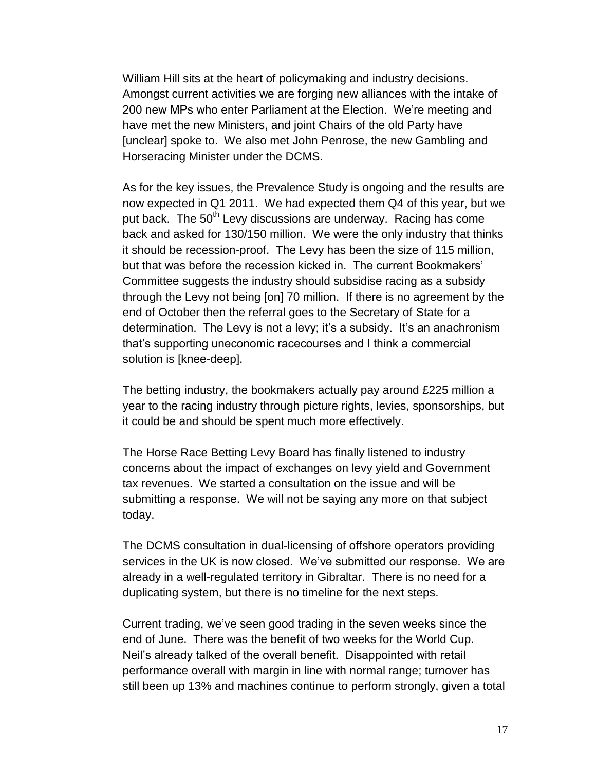William Hill sits at the heart of policymaking and industry decisions. Amongst current activities we are forging new alliances with the intake of 200 new MPs who enter Parliament at the Election. We're meeting and have met the new Ministers, and joint Chairs of the old Party have [unclear] spoke to. We also met John Penrose, the new Gambling and Horseracing Minister under the DCMS.

As for the key issues, the Prevalence Study is ongoing and the results are now expected in Q1 2011. We had expected them Q4 of this year, but we put back. The 50th Levy discussions are underway. Racing has come back and asked for 130/150 million. We were the only industry that thinks it should be recession-proof. The Levy has been the size of 115 million, but that was before the recession kicked in. The current Bookmakers' Committee suggests the industry should subsidise racing as a subsidy through the Levy not being [on] 70 million. If there is no agreement by the end of October then the referral goes to the Secretary of State for a determination. The Levy is not a levy; it's a subsidy. It's an anachronism that's supporting uneconomic racecourses and I think a commercial solution is [knee-deep].

The betting industry, the bookmakers actually pay around £225 million a year to the racing industry through picture rights, levies, sponsorships, but it could be and should be spent much more effectively.

The Horse Race Betting Levy Board has finally listened to industry concerns about the impact of exchanges on levy yield and Government tax revenues. We started a consultation on the issue and will be submitting a response. We will not be saying any more on that subject today.

The DCMS consultation in dual-licensing of offshore operators providing services in the UK is now closed. We've submitted our response. We are already in a well-regulated territory in Gibraltar. There is no need for a duplicating system, but there is no timeline for the next steps.

Current trading, we've seen good trading in the seven weeks since the end of June. There was the benefit of two weeks for the World Cup. Neil's already talked of the overall benefit. Disappointed with retail performance overall with margin in line with normal range; turnover has still been up 13% and machines continue to perform strongly, given a total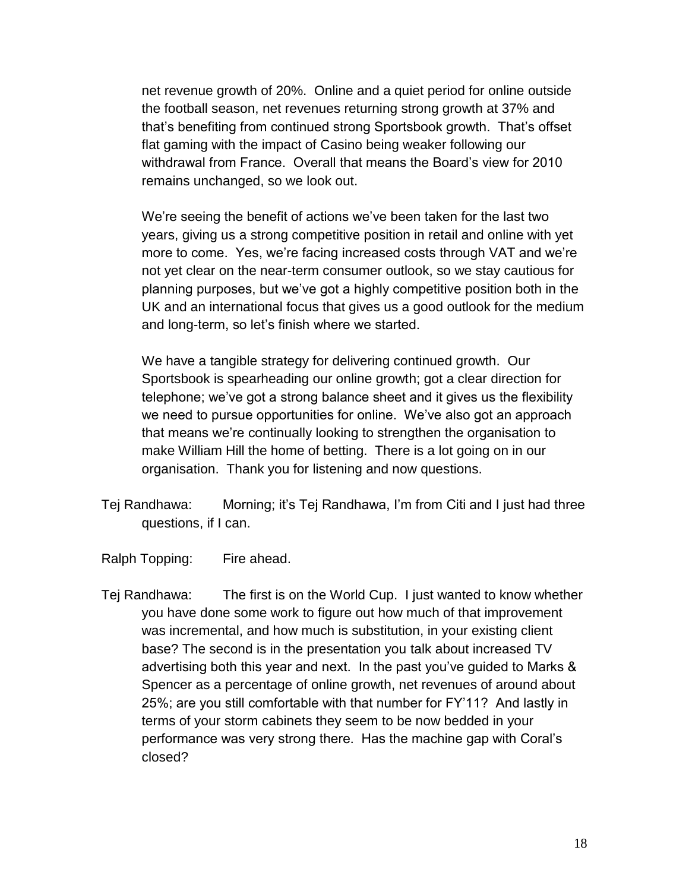net revenue growth of 20%. Online and a quiet period for online outside the football season, net revenues returning strong growth at 37% and that's benefiting from continued strong Sportsbook growth. That's offset flat gaming with the impact of Casino being weaker following our withdrawal from France. Overall that means the Board's view for 2010 remains unchanged, so we look out.

We're seeing the benefit of actions we've been taken for the last two years, giving us a strong competitive position in retail and online with yet more to come. Yes, we're facing increased costs through VAT and we're not yet clear on the near-term consumer outlook, so we stay cautious for planning purposes, but we've got a highly competitive position both in the UK and an international focus that gives us a good outlook for the medium and long-term, so let's finish where we started.

We have a tangible strategy for delivering continued growth. Our Sportsbook is spearheading our online growth; got a clear direction for telephone; we've got a strong balance sheet and it gives us the flexibility we need to pursue opportunities for online. We've also got an approach that means we're continually looking to strengthen the organisation to make William Hill the home of betting. There is a lot going on in our organisation. Thank you for listening and now questions.

Tej Randhawa: Morning; it's Tej Randhawa, I'm from Citi and I just had three questions, if I can.

Ralph Topping: Fire ahead.

Tej Randhawa: The first is on the World Cup. I just wanted to know whether you have done some work to figure out how much of that improvement was incremental, and how much is substitution, in your existing client base? The second is in the presentation you talk about increased TV advertising both this year and next. In the past you've guided to Marks & Spencer as a percentage of online growth, net revenues of around about 25%; are you still comfortable with that number for FY'11? And lastly in terms of your storm cabinets they seem to be now bedded in your performance was very strong there. Has the machine gap with Coral's closed?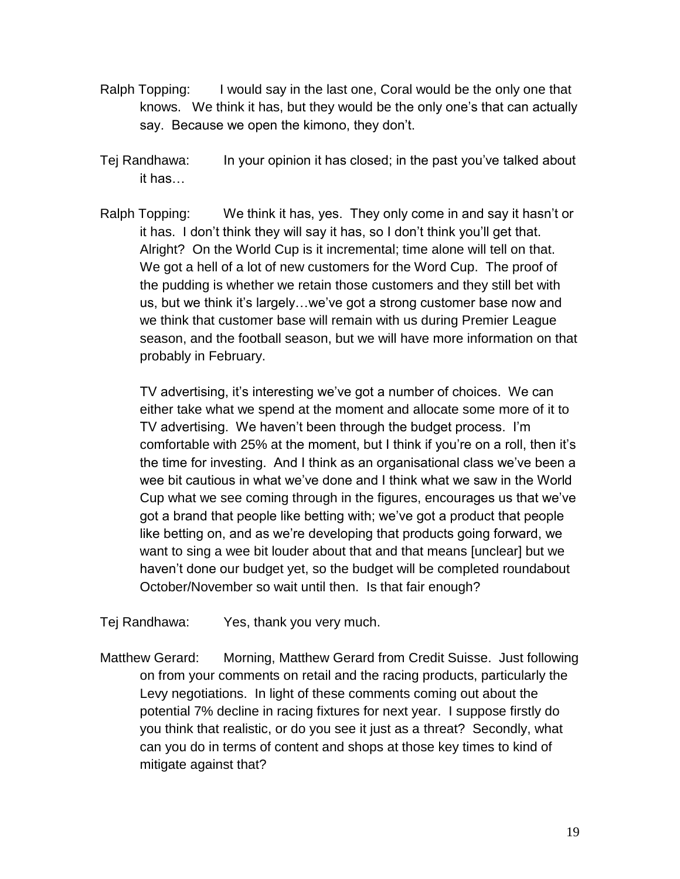Ralph Topping: I would say in the last one, Coral would be the only one that knows. We think it has, but they would be the only one's that can actually say. Because we open the kimono, they don't.

Tej Randhawa: In your opinion it has closed; in the past you've talked about it has…

Ralph Topping: We think it has, yes. They only come in and say it hasn't or it has. I don't think they will say it has, so I don't think you'll get that. Alright? On the World Cup is it incremental; time alone will tell on that. We got a hell of a lot of new customers for the Word Cup. The proof of the pudding is whether we retain those customers and they still bet with us, but we think it's largely…we've got a strong customer base now and we think that customer base will remain with us during Premier League season, and the football season, but we will have more information on that probably in February.

TV advertising, it's interesting we've got a number of choices. We can either take what we spend at the moment and allocate some more of it to TV advertising. We haven't been through the budget process. I'm comfortable with 25% at the moment, but I think if you're on a roll, then it's the time for investing. And I think as an organisational class we've been a wee bit cautious in what we've done and I think what we saw in the World Cup what we see coming through in the figures, encourages us that we've got a brand that people like betting with; we've got a product that people like betting on, and as we're developing that products going forward, we want to sing a wee bit louder about that and that means [unclear] but we haven't done our budget yet, so the budget will be completed roundabout October/November so wait until then. Is that fair enough?

Tej Randhawa: Yes, thank you very much.

Matthew Gerard: Morning, Matthew Gerard from Credit Suisse. Just following on from your comments on retail and the racing products, particularly the Levy negotiations. In light of these comments coming out about the potential 7% decline in racing fixtures for next year. I suppose firstly do you think that realistic, or do you see it just as a threat? Secondly, what can you do in terms of content and shops at those key times to kind of mitigate against that?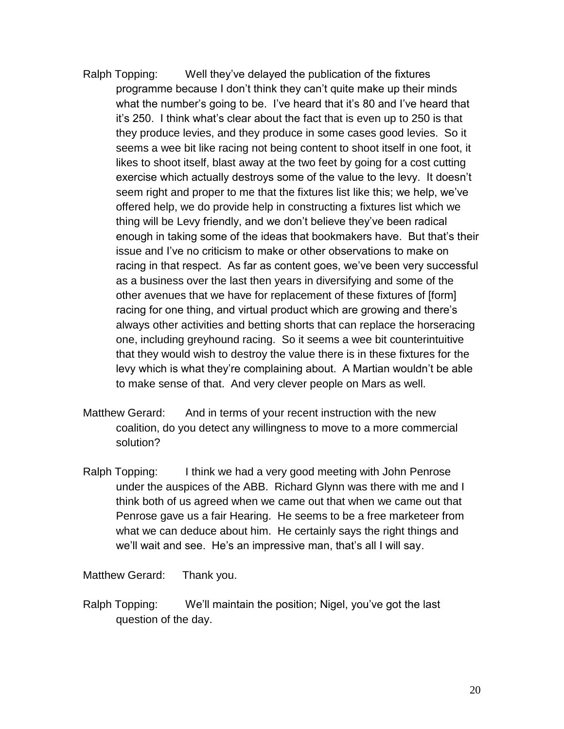Ralph Topping: Well they've delayed the publication of the fixtures programme because I don't think they can't quite make up their minds what the number's going to be. I've heard that it's 80 and I've heard that it's 250. I think what's clear about the fact that is even up to 250 is that they produce levies, and they produce in some cases good levies. So it seems a wee bit like racing not being content to shoot itself in one foot, it likes to shoot itself, blast away at the two feet by going for a cost cutting exercise which actually destroys some of the value to the levy. It doesn't seem right and proper to me that the fixtures list like this; we help, we've offered help, we do provide help in constructing a fixtures list which we thing will be Levy friendly, and we don't believe they've been radical enough in taking some of the ideas that bookmakers have. But that's their issue and I've no criticism to make or other observations to make on racing in that respect. As far as content goes, we've been very successful as a business over the last then years in diversifying and some of the other avenues that we have for replacement of these fixtures of [form] racing for one thing, and virtual product which are growing and there's always other activities and betting shorts that can replace the horseracing one, including greyhound racing. So it seems a wee bit counterintuitive that they would wish to destroy the value there is in these fixtures for the levy which is what they're complaining about. A Martian wouldn't be able to make sense of that. And very clever people on Mars as well.

Matthew Gerard: And in terms of your recent instruction with the new coalition, do you detect any willingness to move to a more commercial solution?

Ralph Topping: I think we had a very good meeting with John Penrose under the auspices of the ABB. Richard Glynn was there with me and I think both of us agreed when we came out that when we came out that Penrose gave us a fair Hearing. He seems to be a free marketeer from what we can deduce about him. He certainly says the right things and we'll wait and see. He's an impressive man, that's all I will say.

Matthew Gerard: Thank you.

Ralph Topping: We'll maintain the position; Nigel, you've got the last question of the day.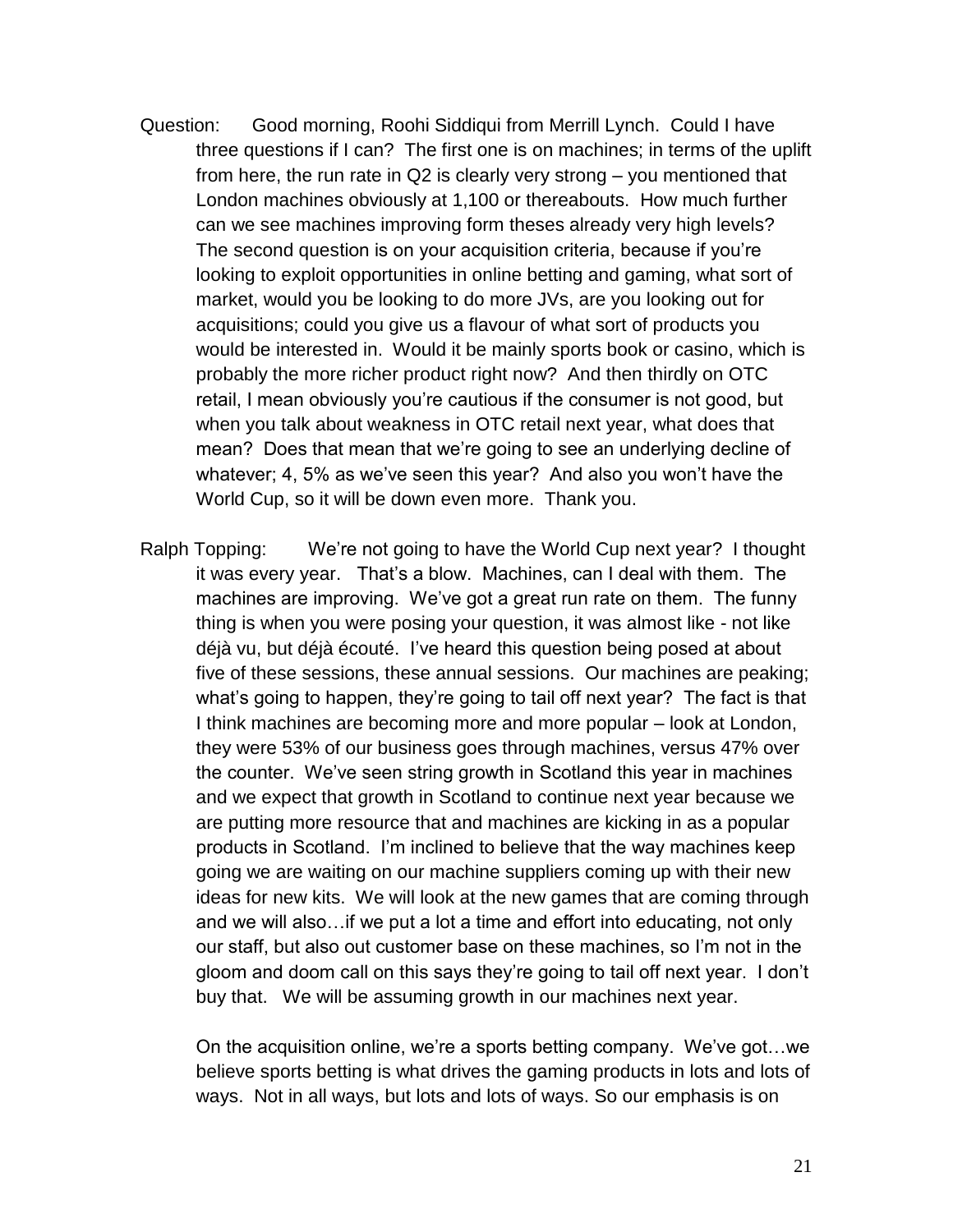Question: Good morning, Roohi Siddiqui from Merrill Lynch. Could I have three questions if I can? The first one is on machines; in terms of the uplift from here, the run rate in Q2 is clearly very strong – you mentioned that London machines obviously at 1,100 or thereabouts. How much further can we see machines improving form theses already very high levels? The second question is on your acquisition criteria, because if you're looking to exploit opportunities in online betting and gaming, what sort of market, would you be looking to do more JVs, are you looking out for acquisitions; could you give us a flavour of what sort of products you would be interested in. Would it be mainly sports book or casino, which is probably the more richer product right now? And then thirdly on OTC retail, I mean obviously you're cautious if the consumer is not good, but when you talk about weakness in OTC retail next year, what does that mean? Does that mean that we're going to see an underlying decline of whatever; 4, 5% as we've seen this year? And also you won't have the World Cup, so it will be down even more. Thank you.

Ralph Topping: We're not going to have the World Cup next year? I thought it was every year. That's a blow. Machines, can I deal with them. The machines are improving. We've got a great run rate on them. The funny thing is when you were posing your question, it was almost like - not like déjà vu, but déjà écouté. I've heard this question being posed at about five of these sessions, these annual sessions. Our machines are peaking; what's going to happen, they're going to tail off next year? The fact is that I think machines are becoming more and more popular – look at London, they were 53% of our business goes through machines, versus 47% over the counter. We've seen string growth in Scotland this year in machines and we expect that growth in Scotland to continue next year because we are putting more resource that and machines are kicking in as a popular products in Scotland. I'm inclined to believe that the way machines keep going we are waiting on our machine suppliers coming up with their new ideas for new kits. We will look at the new games that are coming through and we will also…if we put a lot a time and effort into educating, not only our staff, but also out customer base on these machines, so I'm not in the gloom and doom call on this says they're going to tail off next year. I don't buy that. We will be assuming growth in our machines next year.

On the acquisition online, we're a sports betting company. We've got…we believe sports betting is what drives the gaming products in lots and lots of ways. Not in all ways, but lots and lots of ways. So our emphasis is on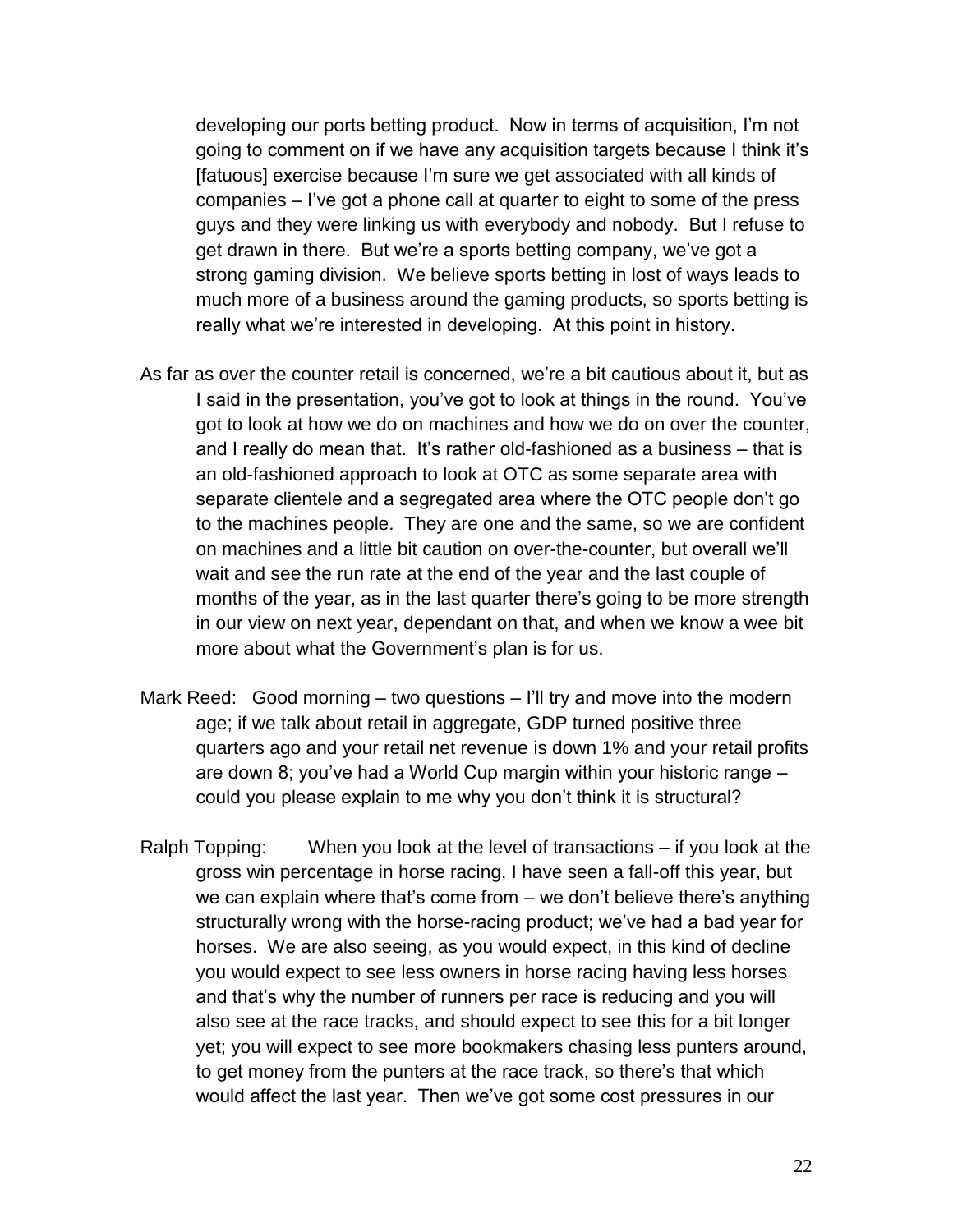developing our ports betting product. Now in terms of acquisition, I'm not going to comment on if we have any acquisition targets because I think it's [fatuous] exercise because I'm sure we get associated with all kinds of companies – I've got a phone call at quarter to eight to some of the press guys and they were linking us with everybody and nobody. But I refuse to get drawn in there. But we're a sports betting company, we've got a strong gaming division. We believe sports betting in lost of ways leads to much more of a business around the gaming products, so sports betting is really what we're interested in developing. At this point in history.

As far as over the counter retail is concerned, we're a bit cautious about it, but as I said in the presentation, you've got to look at things in the round. You've got to look at how we do on machines and how we do on over the counter, and I really do mean that. It's rather old-fashioned as a business – that is an old-fashioned approach to look at OTC as some separate area with separate clientele and a segregated area where the OTC people don't go to the machines people. They are one and the same, so we are confident on machines and a little bit caution on over-the-counter, but overall we'll wait and see the run rate at the end of the year and the last couple of months of the year, as in the last quarter there's going to be more strength in our view on next year, dependant on that, and when we know a wee bit more about what the Government's plan is for us.

Mark Reed: Good morning – two questions – I'll try and move into the modern age; if we talk about retail in aggregate, GDP turned positive three quarters ago and your retail net revenue is down 1% and your retail profits are down 8; you've had a World Cup margin within your historic range – could you please explain to me why you don't think it is structural?

Ralph Topping: When you look at the level of transactions – if you look at the gross win percentage in horse racing, I have seen a fall-off this year, but we can explain where that's come from – we don't believe there's anything structurally wrong with the horse-racing product; we've had a bad year for horses. We are also seeing, as you would expect, in this kind of decline you would expect to see less owners in horse racing having less horses and that's why the number of runners per race is reducing and you will also see at the race tracks, and should expect to see this for a bit longer yet; you will expect to see more bookmakers chasing less punters around, to get money from the punters at the race track, so there's that which would affect the last year. Then we've got some cost pressures in our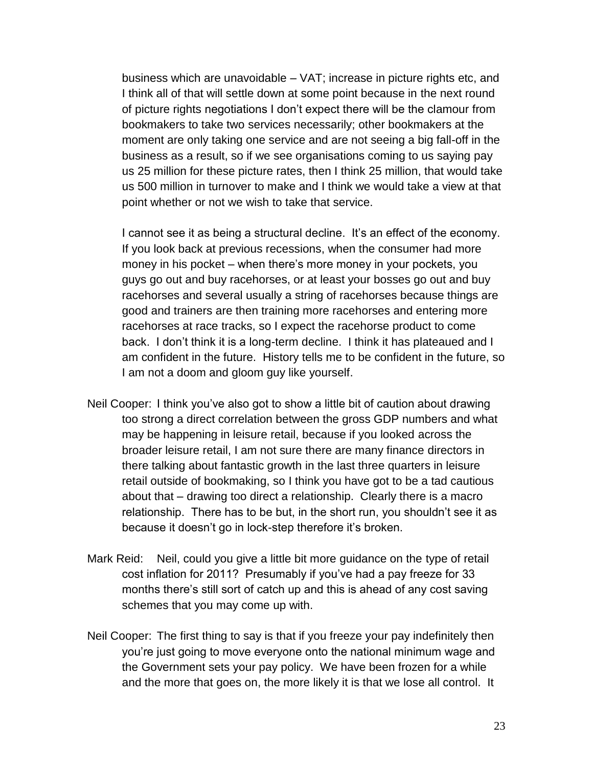business which are unavoidable – VAT; increase in picture rights etc, and I think all of that will settle down at some point because in the next round of picture rights negotiations I don't expect there will be the clamour from bookmakers to take two services necessarily; other bookmakers at the moment are only taking one service and are not seeing a big fall-off in the business as a result, so if we see organisations coming to us saying pay us 25 million for these picture rates, then I think 25 million, that would take us 500 million in turnover to make and I think we would take a view at that point whether or not we wish to take that service.

I cannot see it as being a structural decline. It's an effect of the economy. If you look back at previous recessions, when the consumer had more money in his pocket – when there's more money in your pockets, you guys go out and buy racehorses, or at least your bosses go out and buy racehorses and several usually a string of racehorses because things are good and trainers are then training more racehorses and entering more racehorses at race tracks, so I expect the racehorse product to come back. I don't think it is a long-term decline. I think it has plateaued and I am confident in the future. History tells me to be confident in the future, so I am not a doom and gloom guy like yourself.

Neil Cooper: I think you've also got to show a little bit of caution about drawing too strong a direct correlation between the gross GDP numbers and what may be happening in leisure retail, because if you looked across the broader leisure retail, I am not sure there are many finance directors in there talking about fantastic growth in the last three quarters in leisure retail outside of bookmaking, so I think you have got to be a tad cautious about that – drawing too direct a relationship. Clearly there is a macro relationship. There has to be but, in the short run, you shouldn't see it as because it doesn't go in lock-step therefore it's broken.

Mark Reid: Neil, could you give a little bit more guidance on the type of retail cost inflation for 2011? Presumably if you've had a pay freeze for 33 months there's still sort of catch up and this is ahead of any cost saving schemes that you may come up with.

Neil Cooper: The first thing to say is that if you freeze your pay indefinitely then you're just going to move everyone onto the national minimum wage and the Government sets your pay policy. We have been frozen for a while and the more that goes on, the more likely it is that we lose all control. It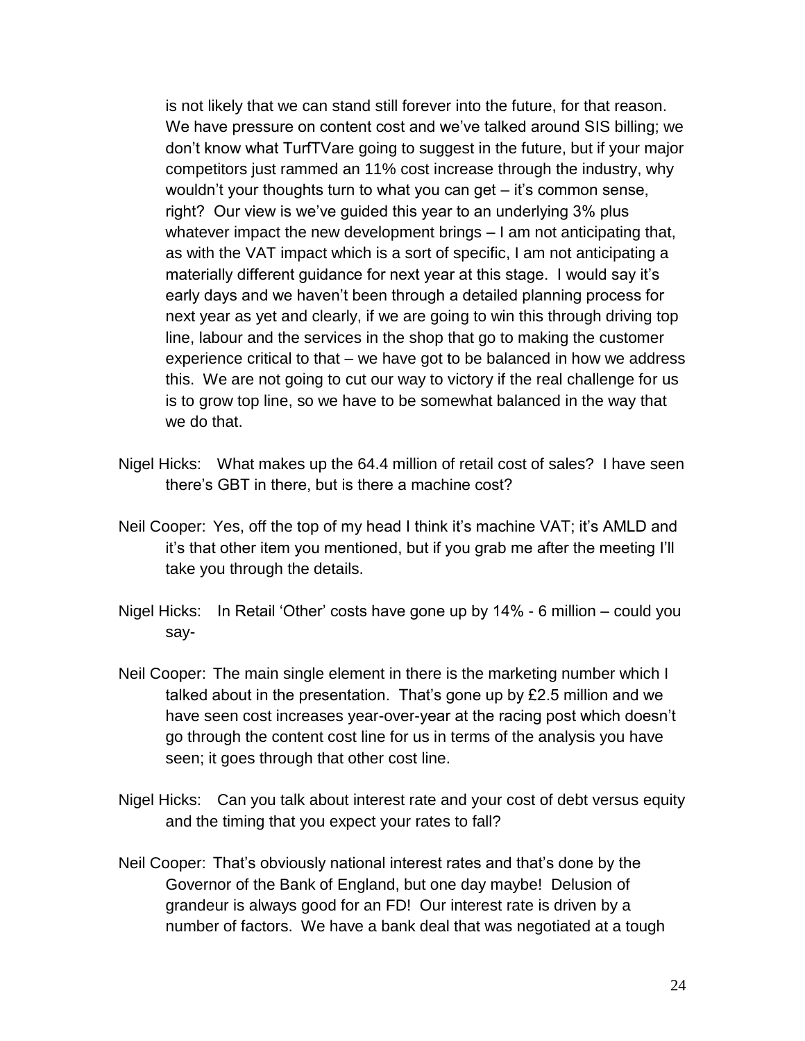is not likely that we can stand still forever into the future, for that reason. We have pressure on content cost and we've talked around SIS billing; we don't know what TurfTVare going to suggest in the future, but if your major competitors just rammed an 11% cost increase through the industry, why wouldn't your thoughts turn to what you can get – it's common sense, right? Our view is we've guided this year to an underlying 3% plus whatever impact the new development brings – I am not anticipating that, as with the VAT impact which is a sort of specific, I am not anticipating a materially different guidance for next year at this stage. I would say it's early days and we haven't been through a detailed planning process for next year as yet and clearly, if we are going to win this through driving top line, labour and the services in the shop that go to making the customer experience critical to that – we have got to be balanced in how we address this. We are not going to cut our way to victory if the real challenge for us is to grow top line, so we have to be somewhat balanced in the way that we do that.

Nigel Hicks: What makes up the 64.4 million of retail cost of sales? I have seen there's GBT in there, but is there a machine cost?

Neil Cooper: Yes, off the top of my head I think it's machine VAT; it's AMLD and it's that other item you mentioned, but if you grab me after the meeting I'll take you through the details.

Nigel Hicks: In Retail 'Other' costs have gone up by 14% - 6 million – could you say-

Neil Cooper: The main single element in there is the marketing number which I talked about in the presentation. That's gone up by £2.5 million and we have seen cost increases year-over-year at the racing post which doesn't go through the content cost line for us in terms of the analysis you have seen; it goes through that other cost line.

Nigel Hicks: Can you talk about interest rate and your cost of debt versus equity and the timing that you expect your rates to fall?

Neil Cooper: That's obviously national interest rates and that's done by the Governor of the Bank of England, but one day maybe! Delusion of grandeur is always good for an FD! Our interest rate is driven by a number of factors. We have a bank deal that was negotiated at a tough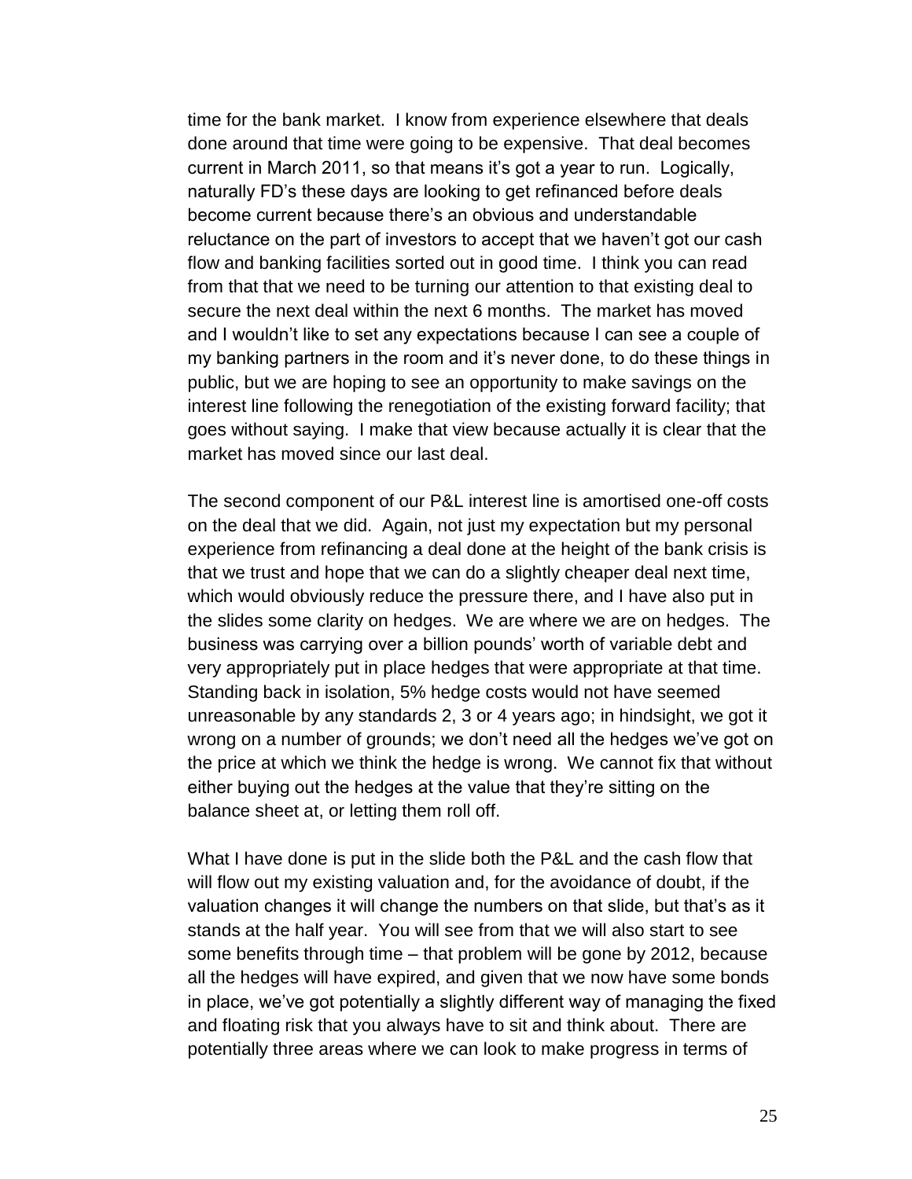time for the bank market. I know from experience elsewhere that deals done around that time were going to be expensive. That deal becomes current in March 2011, so that means it's got a year to run. Logically, naturally FD's these days are looking to get refinanced before deals become current because there's an obvious and understandable reluctance on the part of investors to accept that we haven't got our cash flow and banking facilities sorted out in good time. I think you can read from that that we need to be turning our attention to that existing deal to secure the next deal within the next 6 months. The market has moved and I wouldn't like to set any expectations because I can see a couple of my banking partners in the room and it's never done, to do these things in public, but we are hoping to see an opportunity to make savings on the interest line following the renegotiation of the existing forward facility; that goes without saying. I make that view because actually it is clear that the market has moved since our last deal.

The second component of our P&L interest line is amortised one-off costs on the deal that we did. Again, not just my expectation but my personal experience from refinancing a deal done at the height of the bank crisis is that we trust and hope that we can do a slightly cheaper deal next time, which would obviously reduce the pressure there, and I have also put in the slides some clarity on hedges. We are where we are on hedges. The business was carrying over a billion pounds' worth of variable debt and very appropriately put in place hedges that were appropriate at that time. Standing back in isolation, 5% hedge costs would not have seemed unreasonable by any standards 2, 3 or 4 years ago; in hindsight, we got it wrong on a number of grounds; we don't need all the hedges we've got on the price at which we think the hedge is wrong. We cannot fix that without either buying out the hedges at the value that they're sitting on the balance sheet at, or letting them roll off.

What I have done is put in the slide both the P&L and the cash flow that will flow out my existing valuation and, for the avoidance of doubt, if the valuation changes it will change the numbers on that slide, but that's as it stands at the half year. You will see from that we will also start to see some benefits through time – that problem will be gone by 2012, because all the hedges will have expired, and given that we now have some bonds in place, we've got potentially a slightly different way of managing the fixed and floating risk that you always have to sit and think about. There are potentially three areas where we can look to make progress in terms of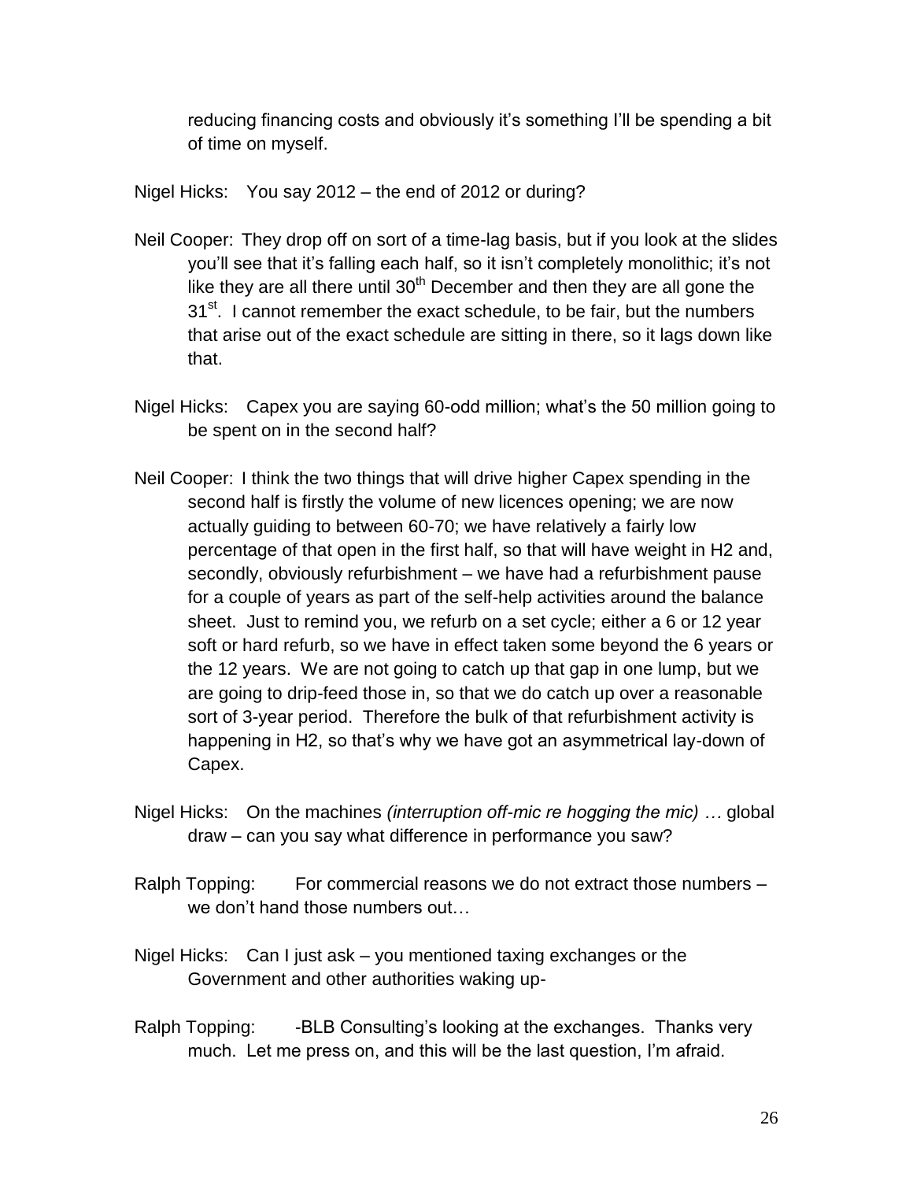reducing financing costs and obviously it's something I'll be spending a bit of time on myself.

Nigel Hicks: You say 2012 – the end of 2012 or during?

Neil Cooper: They drop off on sort of a time-lag basis, but if you look at the slides you'll see that it's falling each half, so it isn't completely monolithic; it's not like they are all there until 30th December and then they are all gone the 31st. I cannot remember the exact schedule, to be fair, but the numbers that arise out of the exact schedule are sitting in there, so it lags down like that.

Nigel Hicks: Capex you are saying 60-odd million; what's the 50 million going to be spent on in the second half?

Neil Cooper: I think the two things that will drive higher Capex spending in the second half is firstly the volume of new licences opening; we are now actually guiding to between 60-70; we have relatively a fairly low percentage of that open in the first half, so that will have weight in H2 and, secondly, obviously refurbishment – we have had a refurbishment pause for a couple of years as part of the self-help activities around the balance sheet. Just to remind you, we refurb on a set cycle; either a 6 or 12 year soft or hard refurb, so we have in effect taken some beyond the 6 years or the 12 years. We are not going to catch up that gap in one lump, but we are going to drip-feed those in, so that we do catch up over a reasonable sort of 3-year period. Therefore the bulk of that refurbishment activity is happening in H2, so that's why we have got an asymmetrical lay-down of Capex.

Nigel Hicks: On the machines *(interruption off-mic re hogging the mic) …* global draw – can you say what difference in performance you saw?

Ralph Topping: For commercial reasons we do not extract those numbers – we don't hand those numbers out…

Nigel Hicks: Can I just ask – you mentioned taxing exchanges or the Government and other authorities waking up-

Ralph Topping: -BLB Consulting's looking at the exchanges. Thanks very much. Let me press on, and this will be the last question, I'm afraid.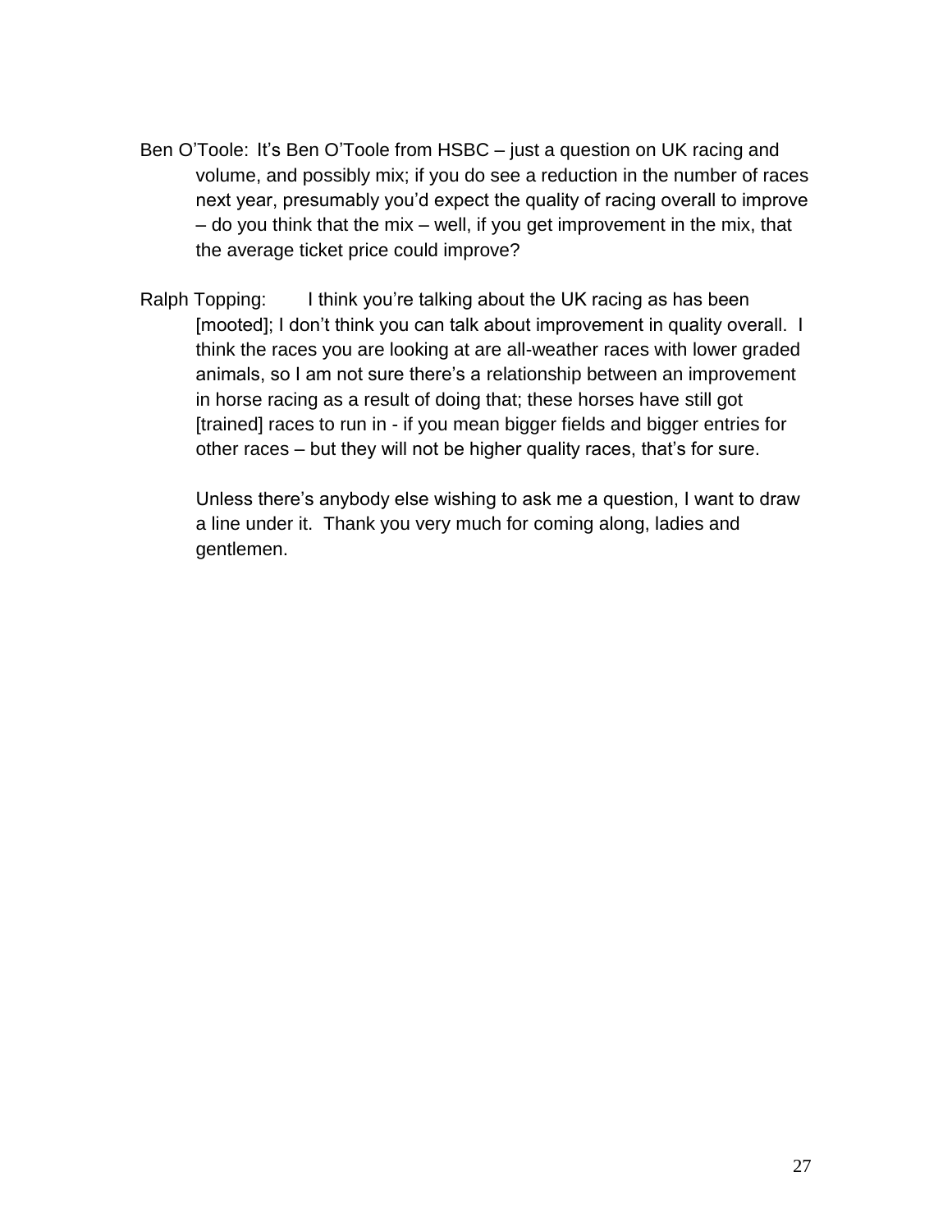Ben O'Toole: It's Ben O'Toole from HSBC – just a question on UK racing and volume, and possibly mix; if you do see a reduction in the number of races next year, presumably you'd expect the quality of racing overall to improve – do you think that the mix – well, if you get improvement in the mix, that the average ticket price could improve?

Ralph Topping: I think you're talking about the UK racing as has been [mooted]; I don't think you can talk about improvement in quality overall. I think the races you are looking at are all-weather races with lower graded animals, so I am not sure there's a relationship between an improvement in horse racing as a result of doing that; these horses have still got [trained] races to run in - if you mean bigger fields and bigger entries for other races – but they will not be higher quality races, that's for sure.

Unless there's anybody else wishing to ask me a question, I want to draw a line under it. Thank you very much for coming along, ladies and gentlemen.